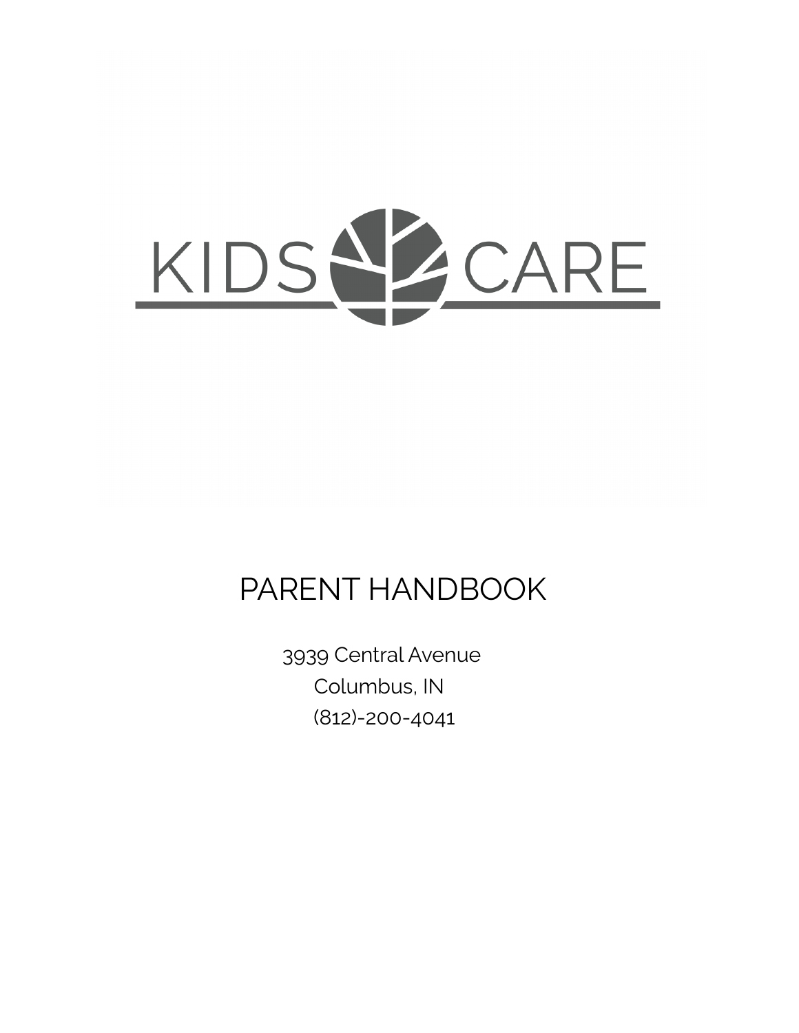# KIDS CARE

## PARENT HANDBOOK

3939 Central Avenue
Columbus, IN
(812)-200-4041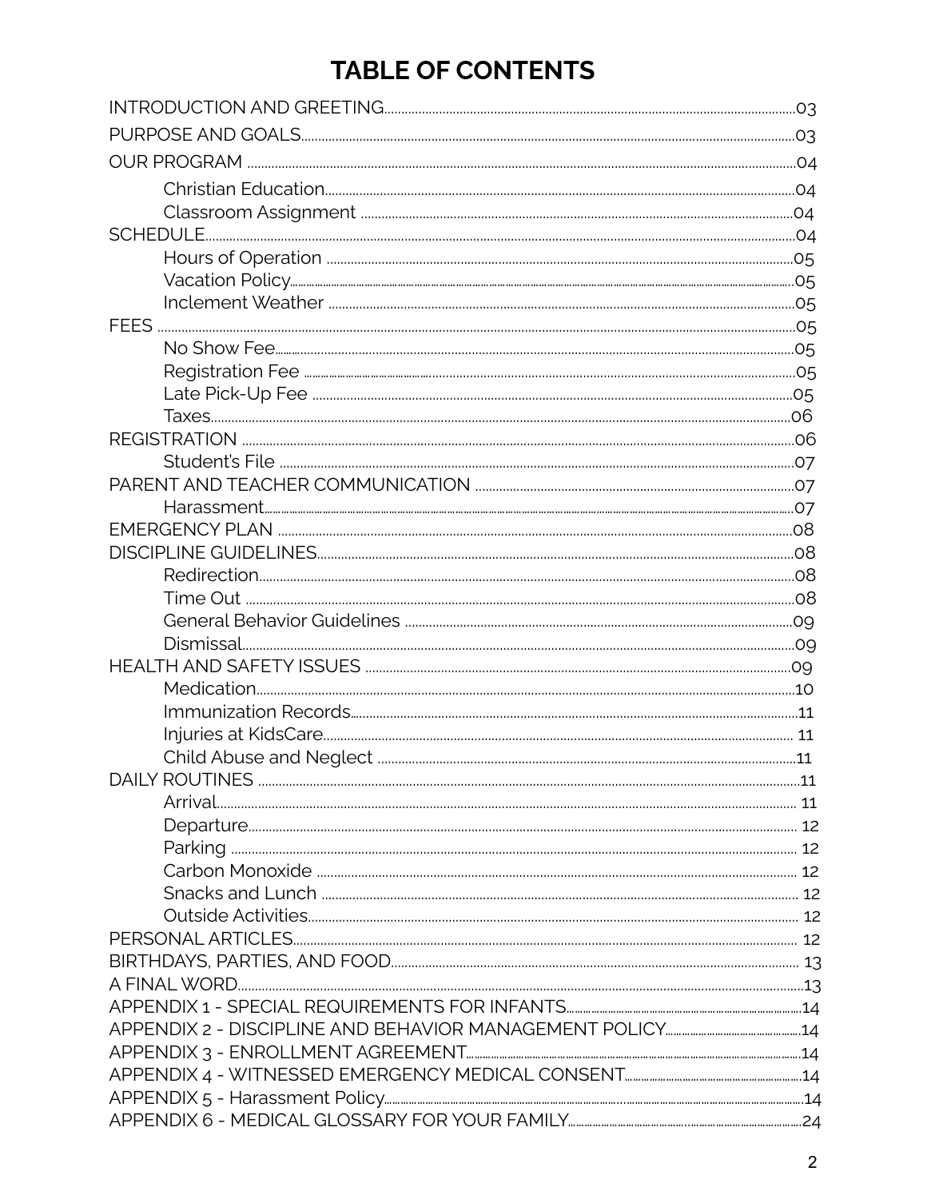# TABLE OF CONTENTS

INTRODUCTION AND GREETING........03

PURPOSE AND GOALS........03

OUR PROGRAM........04

- Christian Education........04
- Classroom Assignment........04

SCHEDULE........04

- Hours of Operation........05
- Vacation Policy........05
- Inclement Weather........05

FEES........05

- No Show Fee........05
- Registration Fee........05
- Late Pick-Up Fee........05
- Taxes........06

REGISTRATION........06

- Student's File........07

PARENT AND TEACHER COMMUNICATION........07

- Harassment........07

EMERGENCY PLAN........08

DISCIPLINE GUIDELINES........08

- Redirection........08
- Time Out........08
- General Behavior Guidelines........09
- Dismissal........09

HEALTH AND SAFETY ISSUES........09

- Medication........10
- Immunization Records........11
- Injuries at KidsCare........11
- Child Abuse and Neglect........11

DAILY ROUTINES........11

- Arrival........11
- Departure........12
- Parking........12
- Carbon Monoxide........12
- Snacks and Lunch........12
- Outside Activities........12

PERSONAL ARTICLES........12

BIRTHDAYS, PARTIES, AND FOOD........13

A FINAL WORD........13

APPENDIX 1 - SPECIAL REQUIREMENTS FOR INFANTS........14

APPENDIX 2 - DISCIPLINE AND BEHAVIOR MANAGEMENT POLICY........14

APPENDIX 3 - ENROLLMENT AGREEMENT........14

APPENDIX 4 - WITNESSED EMERGENCY MEDICAL CONSENT........14

APPENDIX 5 - Harassment Policy........14

APPENDIX 6 - MEDICAL GLOSSARY FOR YOUR FAMILY........24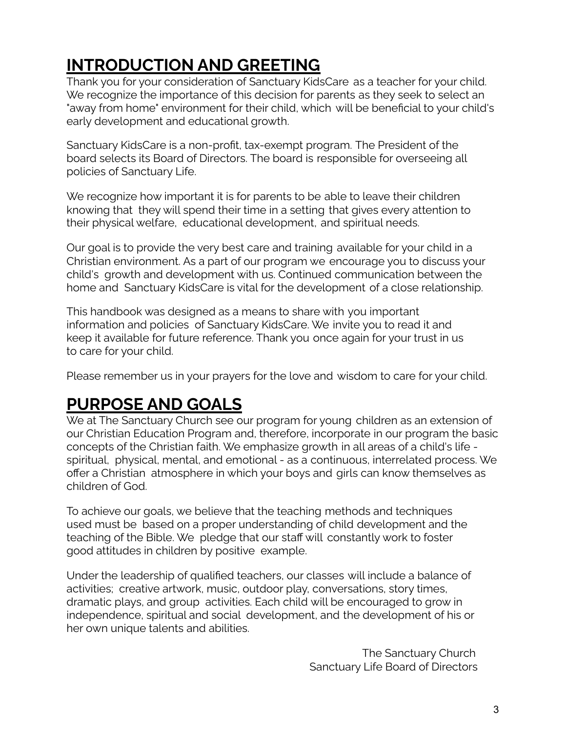# INTRODUCTION AND GREETING

Thank you for your consideration of Sanctuary KidsCare as a teacher for your child. We recognize the importance of this decision for parents as they seek to select an "away from home" environment for their child, which will be beneficial to your child's early development and educational growth.

Sanctuary KidsCare is a non-profit, tax-exempt program. The President of the board selects its Board of Directors. The board is responsible for overseeing all policies of Sanctuary Life.

We recognize how important it is for parents to be able to leave their children knowing that they will spend their time in a setting that gives every attention to their physical welfare, educational development, and spiritual needs.

Our goal is to provide the very best care and training available for your child in a Christian environment. As a part of our program we encourage you to discuss your child's growth and development with us. Continued communication between the home and Sanctuary KidsCare is vital for the development of a close relationship.

This handbook was designed as a means to share with you important information and policies of Sanctuary KidsCare. We invite you to read it and keep it available for future reference. Thank you once again for your trust in us to care for your child.

Please remember us in your prayers for the love and wisdom to care for your child.

# PURPOSE AND GOALS

We at The Sanctuary Church see our program for young children as an extension of our Christian Education Program and, therefore, incorporate in our program the basic concepts of the Christian faith. We emphasize growth in all areas of a child's life - spiritual, physical, mental, and emotional - as a continuous, interrelated process. We offer a Christian atmosphere in which your boys and girls can know themselves as children of God.

To achieve our goals, we believe that the teaching methods and techniques used must be based on a proper understanding of child development and the teaching of the Bible. We pledge that our staff will constantly work to foster good attitudes in children by positive example.

Under the leadership of qualified teachers, our classes will include a balance of activities; creative artwork, music, outdoor play, conversations, story times, dramatic plays, and group activities. Each child will be encouraged to grow in independence, spiritual and social development, and the development of his or her own unique talents and abilities.

The Sanctuary Church
Sanctuary Life Board of Directors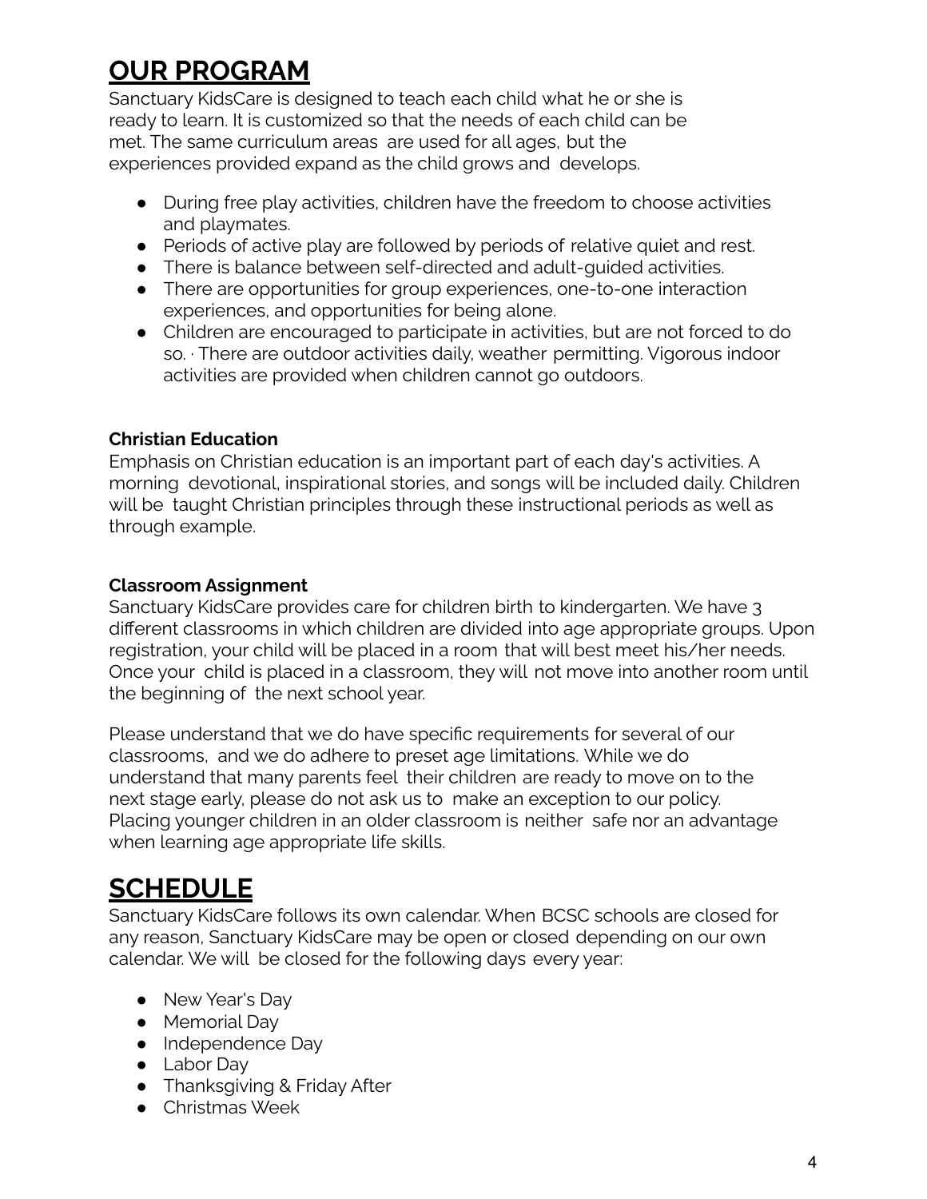# OUR PROGRAM

Sanctuary KidsCare is designed to teach each child what he or she is ready to learn. It is customized so that the needs of each child can be met. The same curriculum areas are used for all ages, but the experiences provided expand as the child grows and develops.

- During free play activities, children have the freedom to choose activities and playmates.
- Periods of active play are followed by periods of relative quiet and rest.
- There is balance between self-directed and adult-guided activities.
- There are opportunities for group experiences, one-to-one interaction experiences, and opportunities for being alone.
- Children are encouraged to participate in activities, but are not forced to do so. · There are outdoor activities daily, weather permitting. Vigorous indoor activities are provided when children cannot go outdoors.

**Christian Education**

Emphasis on Christian education is an important part of each day's activities. A morning devotional, inspirational stories, and songs will be included daily. Children will be taught Christian principles through these instructional periods as well as through example.

**Classroom Assignment**

Sanctuary KidsCare provides care for children birth to kindergarten. We have 3 different classrooms in which children are divided into age appropriate groups. Upon registration, your child will be placed in a room that will best meet his/her needs. Once your child is placed in a classroom, they will not move into another room until the beginning of the next school year.

Please understand that we do have specific requirements for several of our classrooms, and we do adhere to preset age limitations. While we do understand that many parents feel their children are ready to move on to the next stage early, please do not ask us to make an exception to our policy. Placing younger children in an older classroom is neither safe nor an advantage when learning age appropriate life skills.

# SCHEDULE

Sanctuary KidsCare follows its own calendar. When BCSC schools are closed for any reason, Sanctuary KidsCare may be open or closed depending on our own calendar. We will be closed for the following days every year:

- New Year's Day
- Memorial Day
- Independence Day
- Labor Day
- Thanksgiving & Friday After
- Christmas Week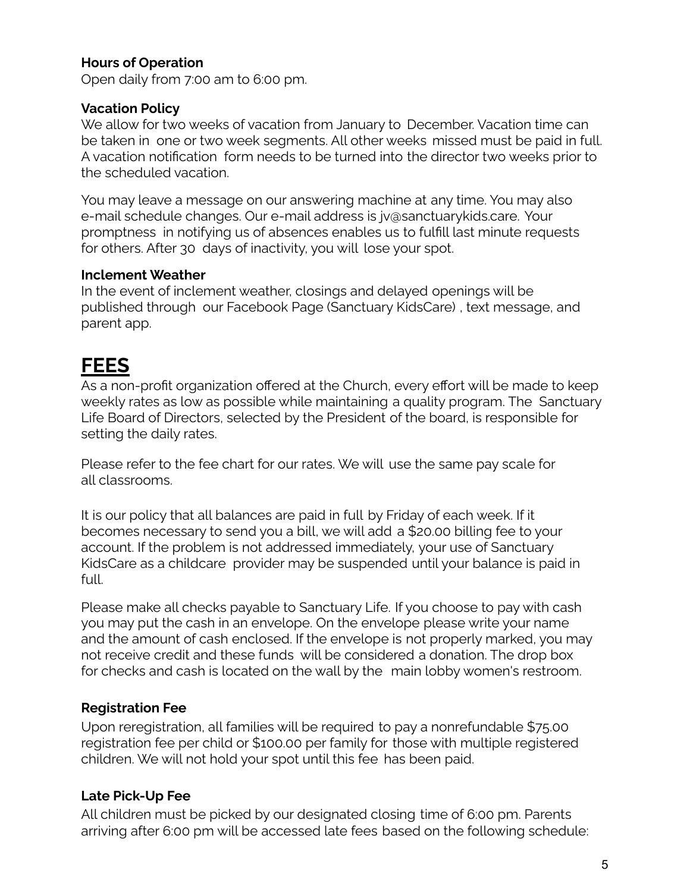**Hours of Operation**
Open daily from 7:00 am to 6:00 pm.

**Vacation Policy**
We allow for two weeks of vacation from January to December. Vacation time can be taken in one or two week segments. All other weeks missed must be paid in full. A vacation notification form needs to be turned into the director two weeks prior to the scheduled vacation.

You may leave a message on our answering machine at any time. You may also e-mail schedule changes. Our e-mail address is jv@sanctuarykids.care. Your promptness in notifying us of absences enables us to fulfill last minute requests for others. After 30 days of inactivity, you will lose your spot.

**Inclement Weather**
In the event of inclement weather, closings and delayed openings will be published through our Facebook Page (Sanctuary KidsCare) , text message, and parent app.

# FEES

As a non-profit organization offered at the Church, every effort will be made to keep weekly rates as low as possible while maintaining a quality program. The Sanctuary Life Board of Directors, selected by the President of the board, is responsible for setting the daily rates.

Please refer to the fee chart for our rates. We will use the same pay scale for all classrooms.

It is our policy that all balances are paid in full by Friday of each week. If it becomes necessary to send you a bill, we will add a $20.00 billing fee to your account. If the problem is not addressed immediately, your use of Sanctuary KidsCare as a childcare provider may be suspended until your balance is paid in full.

Please make all checks payable to Sanctuary Life. If you choose to pay with cash you may put the cash in an envelope. On the envelope please write your name and the amount of cash enclosed. If the envelope is not properly marked, you may not receive credit and these funds will be considered a donation. The drop box for checks and cash is located on the wall by the main lobby women's restroom.

### Registration Fee

Upon reregistration, all families will be required to pay a nonrefundable $75.00 registration fee per child or $100.00 per family for those with multiple registered children. We will not hold your spot until this fee has been paid.

### Late Pick-Up Fee

All children must be picked by our designated closing time of 6:00 pm. Parents arriving after 6:00 pm will be accessed late fees based on the following schedule: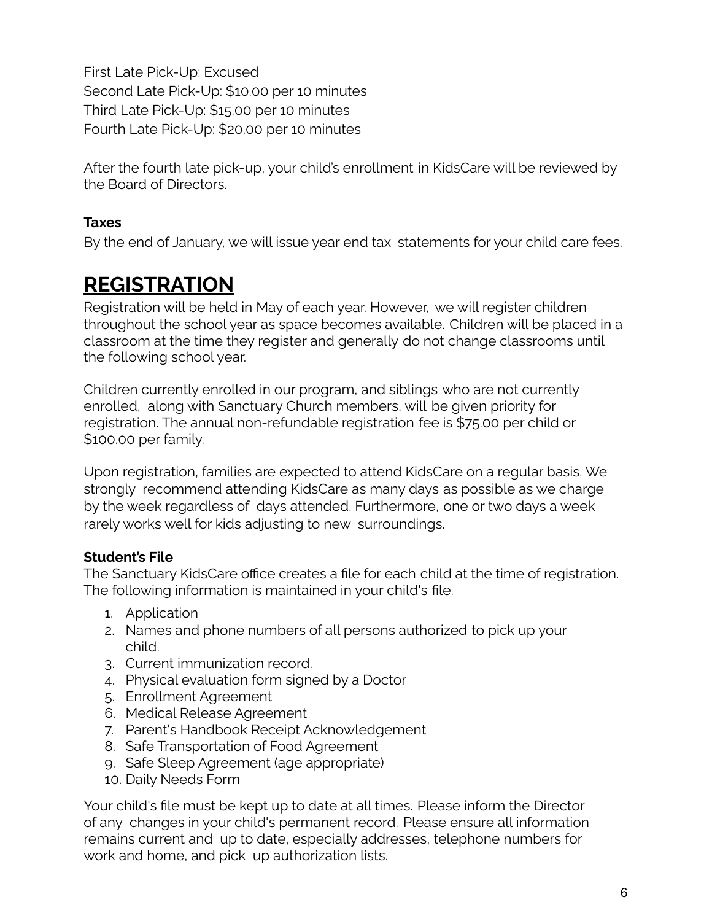First Late Pick-Up: Excused
Second Late Pick-Up: $10.00 per 10 minutes
Third Late Pick-Up: $15.00 per 10 minutes
Fourth Late Pick-Up: $20.00 per 10 minutes

After the fourth late pick-up, your child's enrollment in KidsCare will be reviewed by the Board of Directors.

**Taxes**
By the end of January, we will issue year end tax statements for your child care fees.

# REGISTRATION

Registration will be held in May of each year. However, we will register children throughout the school year as space becomes available. Children will be placed in a classroom at the time they register and generally do not change classrooms until the following school year.

Children currently enrolled in our program, and siblings who are not currently enrolled, along with Sanctuary Church members, will be given priority for registration. The annual non-refundable registration fee is $75.00 per child or $100.00 per family.

Upon registration, families are expected to attend KidsCare on a regular basis. We strongly recommend attending KidsCare as many days as possible as we charge by the week regardless of days attended. Furthermore, one or two days a week rarely works well for kids adjusting to new surroundings.

**Student's File**
The Sanctuary KidsCare office creates a file for each child at the time of registration. The following information is maintained in your child's file.

1. Application
2. Names and phone numbers of all persons authorized to pick up your child.
3. Current immunization record.
4. Physical evaluation form signed by a Doctor
5. Enrollment Agreement
6. Medical Release Agreement
7. Parent's Handbook Receipt Acknowledgement
8. Safe Transportation of Food Agreement
9. Safe Sleep Agreement (age appropriate)
10. Daily Needs Form

Your child's file must be kept up to date at all times. Please inform the Director of any changes in your child's permanent record. Please ensure all information remains current and up to date, especially addresses, telephone numbers for work and home, and pick up authorization lists.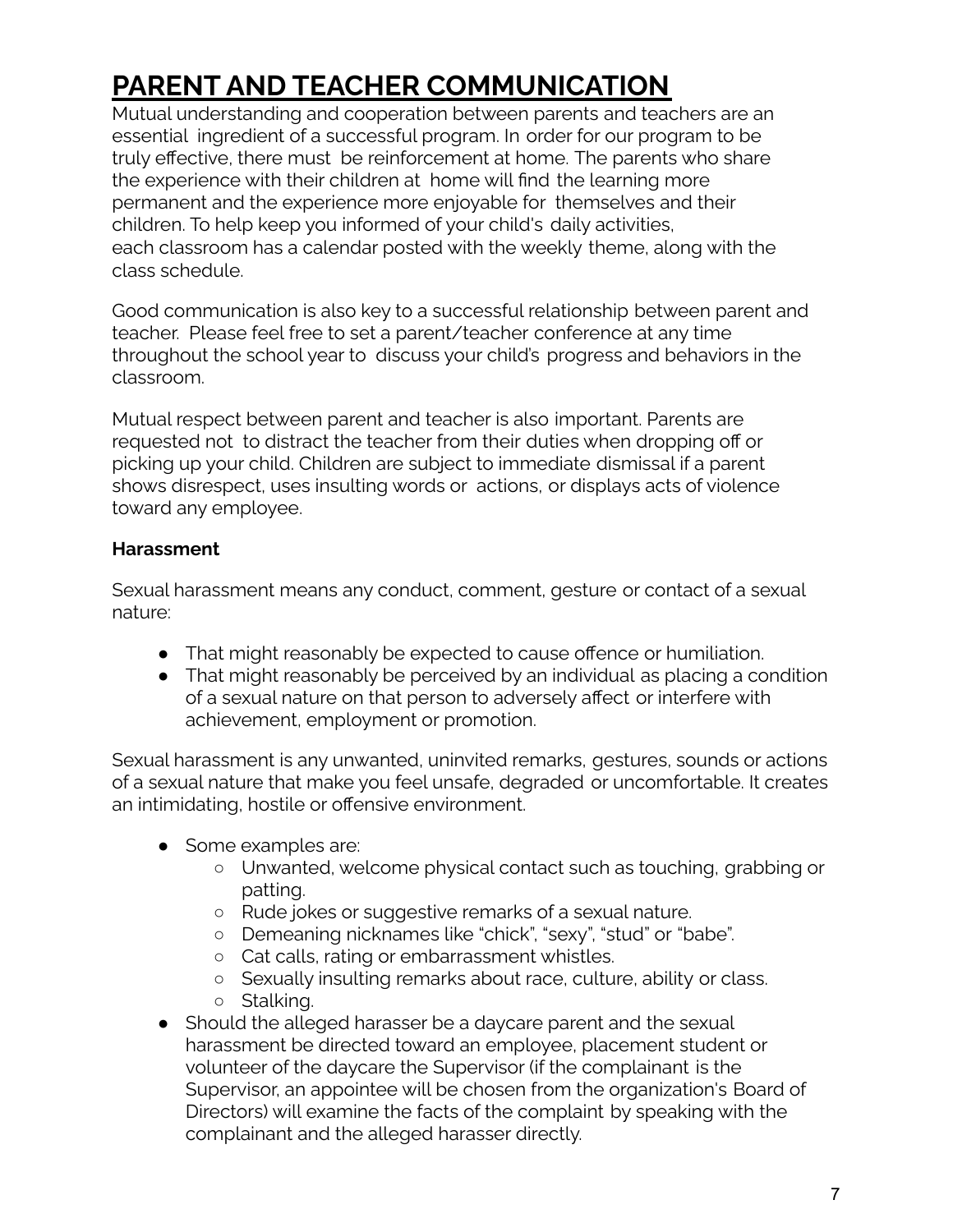# PARENT AND TEACHER COMMUNICATION

Mutual understanding and cooperation between parents and teachers are an essential ingredient of a successful program. In order for our program to be truly effective, there must be reinforcement at home. The parents who share the experience with their children at home will find the learning more permanent and the experience more enjoyable for themselves and their children. To help keep you informed of your child's daily activities, each classroom has a calendar posted with the weekly theme, along with the class schedule.

Good communication is also key to a successful relationship between parent and teacher. Please feel free to set a parent/teacher conference at any time throughout the school year to discuss your child's progress and behaviors in the classroom.

Mutual respect between parent and teacher is also important. Parents are requested not to distract the teacher from their duties when dropping off or picking up your child. Children are subject to immediate dismissal if a parent shows disrespect, uses insulting words or actions, or displays acts of violence toward any employee.

**Harassment**

Sexual harassment means any conduct, comment, gesture or contact of a sexual nature:

- That might reasonably be expected to cause offence or humiliation.
- That might reasonably be perceived by an individual as placing a condition of a sexual nature on that person to adversely affect or interfere with achievement, employment or promotion.

Sexual harassment is any unwanted, uninvited remarks, gestures, sounds or actions of a sexual nature that make you feel unsafe, degraded or uncomfortable. It creates an intimidating, hostile or offensive environment.

- Some examples are:
  - Unwanted, welcome physical contact such as touching, grabbing or patting.
  - Rude jokes or suggestive remarks of a sexual nature.
  - Demeaning nicknames like "chick", "sexy", "stud" or "babe".
  - Cat calls, rating or embarrassment whistles.
  - Sexually insulting remarks about race, culture, ability or class.
  - Stalking.
- Should the alleged harasser be a daycare parent and the sexual harassment be directed toward an employee, placement student or volunteer of the daycare the Supervisor (if the complainant is the Supervisor, an appointee will be chosen from the organization's Board of Directors) will examine the facts of the complaint by speaking with the complainant and the alleged harasser directly.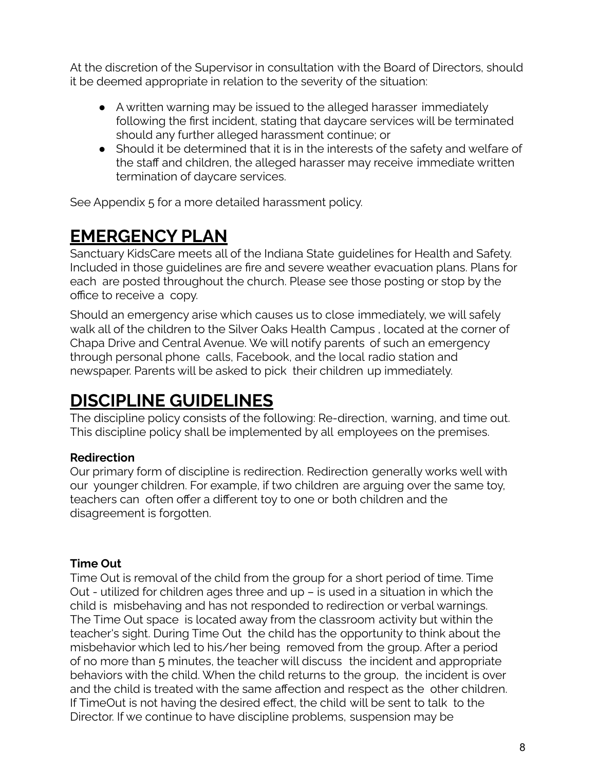At the discretion of the Supervisor in consultation with the Board of Directors, should it be deemed appropriate in relation to the severity of the situation:

- A written warning may be issued to the alleged harasser immediately following the first incident, stating that daycare services will be terminated should any further alleged harassment continue; or
- Should it be determined that it is in the interests of the safety and welfare of the staff and children, the alleged harasser may receive immediate written termination of daycare services.

See Appendix 5 for a more detailed harassment policy.

# EMERGENCY PLAN

Sanctuary KidsCare meets all of the Indiana State guidelines for Health and Safety. Included in those guidelines are fire and severe weather evacuation plans. Plans for each are posted throughout the church. Please see those posting or stop by the office to receive a copy.

Should an emergency arise which causes us to close immediately, we will safely walk all of the children to the Silver Oaks Health Campus , located at the corner of Chapa Drive and Central Avenue. We will notify parents of such an emergency through personal phone calls, Facebook, and the local radio station and newspaper. Parents will be asked to pick their children up immediately.

# DISCIPLINE GUIDELINES

The discipline policy consists of the following: Re-direction, warning, and time out. This discipline policy shall be implemented by all employees on the premises.

**Redirection**
Our primary form of discipline is redirection. Redirection generally works well with our younger children. For example, if two children are arguing over the same toy, teachers can often offer a different toy to one or both children and the disagreement is forgotten.

**Time Out**
Time Out is removal of the child from the group for a short period of time. Time Out - utilized for children ages three and up – is used in a situation in which the child is misbehaving and has not responded to redirection or verbal warnings. The Time Out space is located away from the classroom activity but within the teacher's sight. During Time Out the child has the opportunity to think about the misbehavior which led to his/her being removed from the group. After a period of no more than 5 minutes, the teacher will discuss the incident and appropriate behaviors with the child. When the child returns to the group, the incident is over and the child is treated with the same affection and respect as the other children. If TimeOut is not having the desired effect, the child will be sent to talk to the Director. If we continue to have discipline problems, suspension may be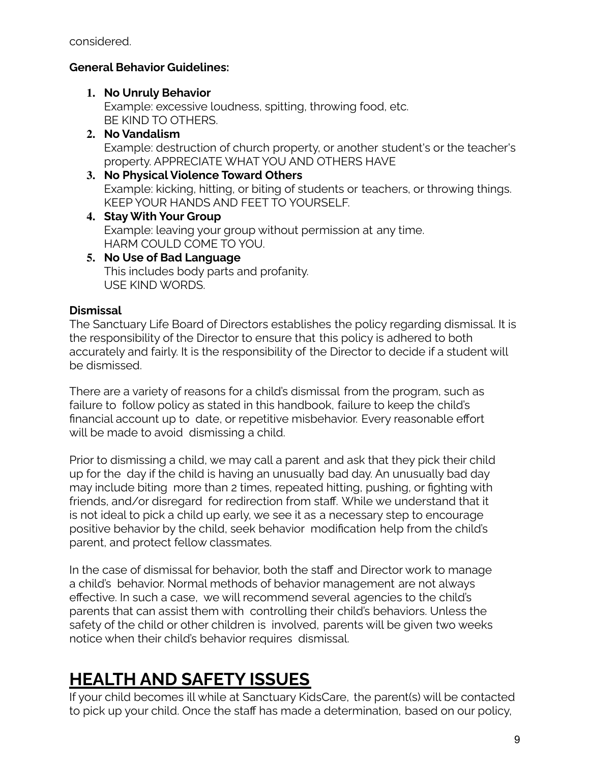considered.

**General Behavior Guidelines:**

1. **No Unruly Behavior**
   Example: excessive loudness, spitting, throwing food, etc.
   BE KIND TO OTHERS.
2. **No Vandalism**
   Example: destruction of church property, or another student's or the teacher's property. APPRECIATE WHAT YOU AND OTHERS HAVE
3. **No Physical Violence Toward Others**
   Example: kicking, hitting, or biting of students or teachers, or throwing things.
   KEEP YOUR HANDS AND FEET TO YOURSELF.
4. **Stay With Your Group**
   Example: leaving your group without permission at any time.
   HARM COULD COME TO YOU.
5. **No Use of Bad Language**
   This includes body parts and profanity.
   USE KIND WORDS.

**Dismissal**

The Sanctuary Life Board of Directors establishes the policy regarding dismissal. It is the responsibility of the Director to ensure that this policy is adhered to both accurately and fairly. It is the responsibility of the Director to decide if a student will be dismissed.

There are a variety of reasons for a child's dismissal from the program, such as failure to follow policy as stated in this handbook, failure to keep the child's financial account up to date, or repetitive misbehavior. Every reasonable effort will be made to avoid dismissing a child.

Prior to dismissing a child, we may call a parent and ask that they pick their child up for the day if the child is having an unusually bad day. An unusually bad day may include biting more than 2 times, repeated hitting, pushing, or fighting with friends, and/or disregard for redirection from staff. While we understand that it is not ideal to pick a child up early, we see it as a necessary step to encourage positive behavior by the child, seek behavior modification help from the child's parent, and protect fellow classmates.

In the case of dismissal for behavior, both the staff and Director work to manage a child's behavior. Normal methods of behavior management are not always effective. In such a case, we will recommend several agencies to the child's parents that can assist them with controlling their child's behaviors. Unless the safety of the child or other children is involved, parents will be given two weeks notice when their child's behavior requires dismissal.

# HEALTH AND SAFETY ISSUES

If your child becomes ill while at Sanctuary KidsCare, the parent(s) will be contacted to pick up your child. Once the staff has made a determination, based on our policy,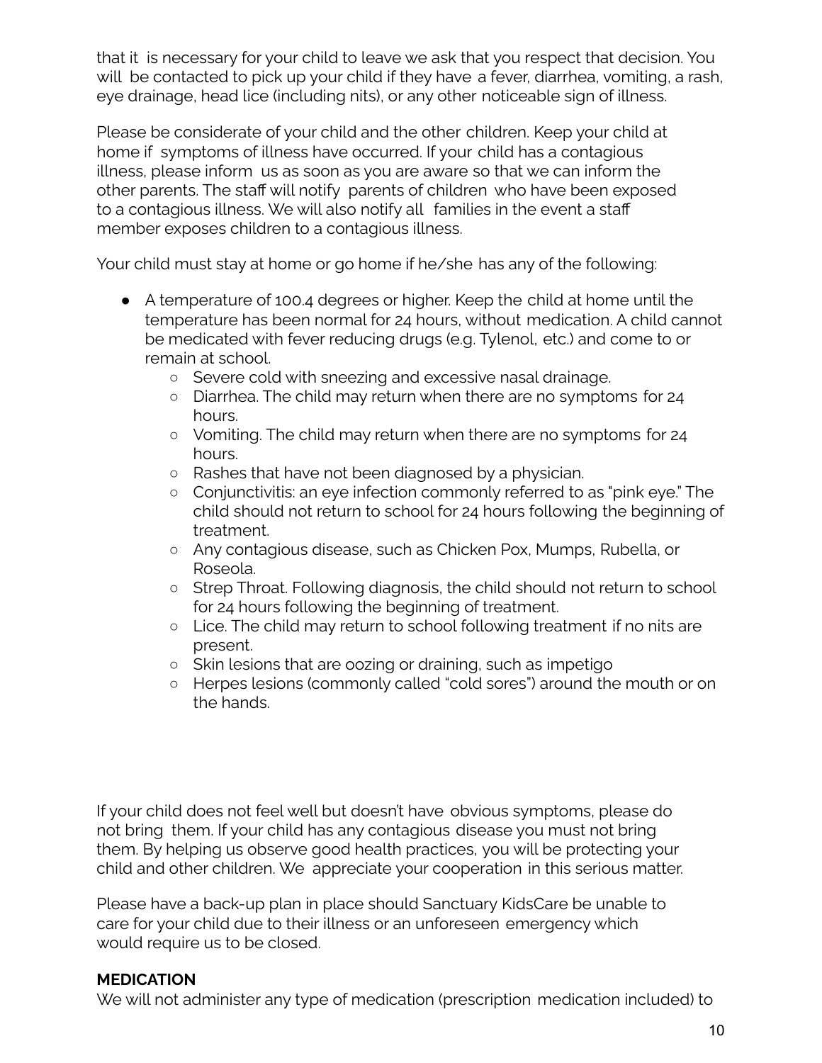that it is necessary for your child to leave we ask that you respect that decision. You will be contacted to pick up your child if they have a fever, diarrhea, vomiting, a rash, eye drainage, head lice (including nits), or any other noticeable sign of illness.

Please be considerate of your child and the other children. Keep your child at home if symptoms of illness have occurred. If your child has a contagious illness, please inform us as soon as you are aware so that we can inform the other parents. The staff will notify parents of children who have been exposed to a contagious illness. We will also notify all families in the event a staff member exposes children to a contagious illness.

Your child must stay at home or go home if he/she has any of the following:

- A temperature of 100.4 degrees or higher. Keep the child at home until the temperature has been normal for 24 hours, without medication. A child cannot be medicated with fever reducing drugs (e.g. Tylenol, etc.) and come to or remain at school.
    - Severe cold with sneezing and excessive nasal drainage.
    - Diarrhea. The child may return when there are no symptoms for 24 hours.
    - Vomiting. The child may return when there are no symptoms for 24 hours.
    - Rashes that have not been diagnosed by a physician.
    - Conjunctivitis: an eye infection commonly referred to as "pink eye." The child should not return to school for 24 hours following the beginning of treatment.
    - Any contagious disease, such as Chicken Pox, Mumps, Rubella, or Roseola.
    - Strep Throat. Following diagnosis, the child should not return to school for 24 hours following the beginning of treatment.
    - Lice. The child may return to school following treatment if no nits are present.
    - Skin lesions that are oozing or draining, such as impetigo
    - Herpes lesions (commonly called "cold sores") around the mouth or on the hands.

If your child does not feel well but doesn't have obvious symptoms, please do not bring them. If your child has any contagious disease you must not bring them. By helping us observe good health practices, you will be protecting your child and other children. We appreciate your cooperation in this serious matter.

Please have a back-up plan in place should Sanctuary KidsCare be unable to care for your child due to their illness or an unforeseen emergency which would require us to be closed.

**MEDICATION**

We will not administer any type of medication (prescription medication included) to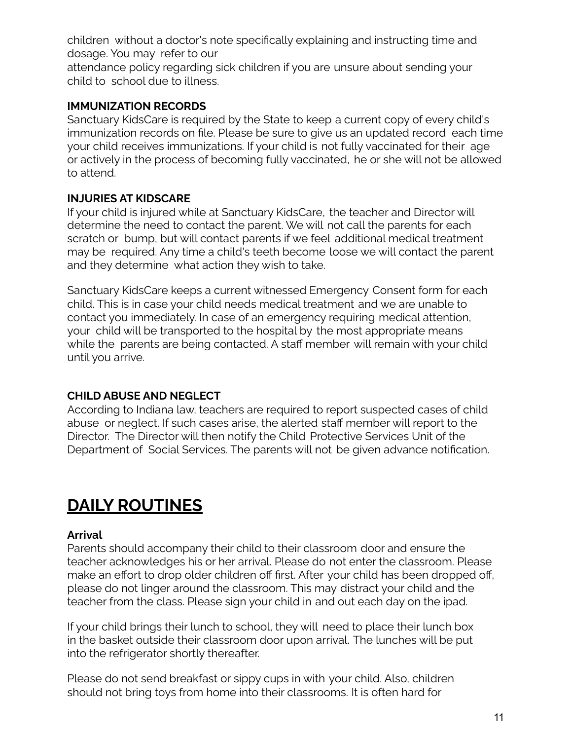children without a doctor's note specifically explaining and instructing time and dosage. You may refer to our attendance policy regarding sick children if you are unsure about sending your child to school due to illness.

**IMMUNIZATION RECORDS**

Sanctuary KidsCare is required by the State to keep a current copy of every child's immunization records on file. Please be sure to give us an updated record each time your child receives immunizations. If your child is not fully vaccinated for their age or actively in the process of becoming fully vaccinated, he or she will not be allowed to attend.

**INJURIES AT KIDSCARE**

If your child is injured while at Sanctuary KidsCare, the teacher and Director will determine the need to contact the parent. We will not call the parents for each scratch or bump, but will contact parents if we feel additional medical treatment may be required. Any time a child's teeth become loose we will contact the parent and they determine what action they wish to take.

Sanctuary KidsCare keeps a current witnessed Emergency Consent form for each child. This is in case your child needs medical treatment and we are unable to contact you immediately. In case of an emergency requiring medical attention, your child will be transported to the hospital by the most appropriate means while the parents are being contacted. A staff member will remain with your child until you arrive.

**CHILD ABUSE AND NEGLECT**

According to Indiana law, teachers are required to report suspected cases of child abuse or neglect. If such cases arise, the alerted staff member will report to the Director. The Director will then notify the Child Protective Services Unit of the Department of Social Services. The parents will not be given advance notification.

# DAILY ROUTINES

**Arrival**

Parents should accompany their child to their classroom door and ensure the teacher acknowledges his or her arrival. Please do not enter the classroom. Please make an effort to drop older children off first. After your child has been dropped off, please do not linger around the classroom. This may distract your child and the teacher from the class. Please sign your child in and out each day on the ipad.

If your child brings their lunch to school, they will need to place their lunch box in the basket outside their classroom door upon arrival. The lunches will be put into the refrigerator shortly thereafter.

Please do not send breakfast or sippy cups in with your child. Also, children should not bring toys from home into their classrooms. It is often hard for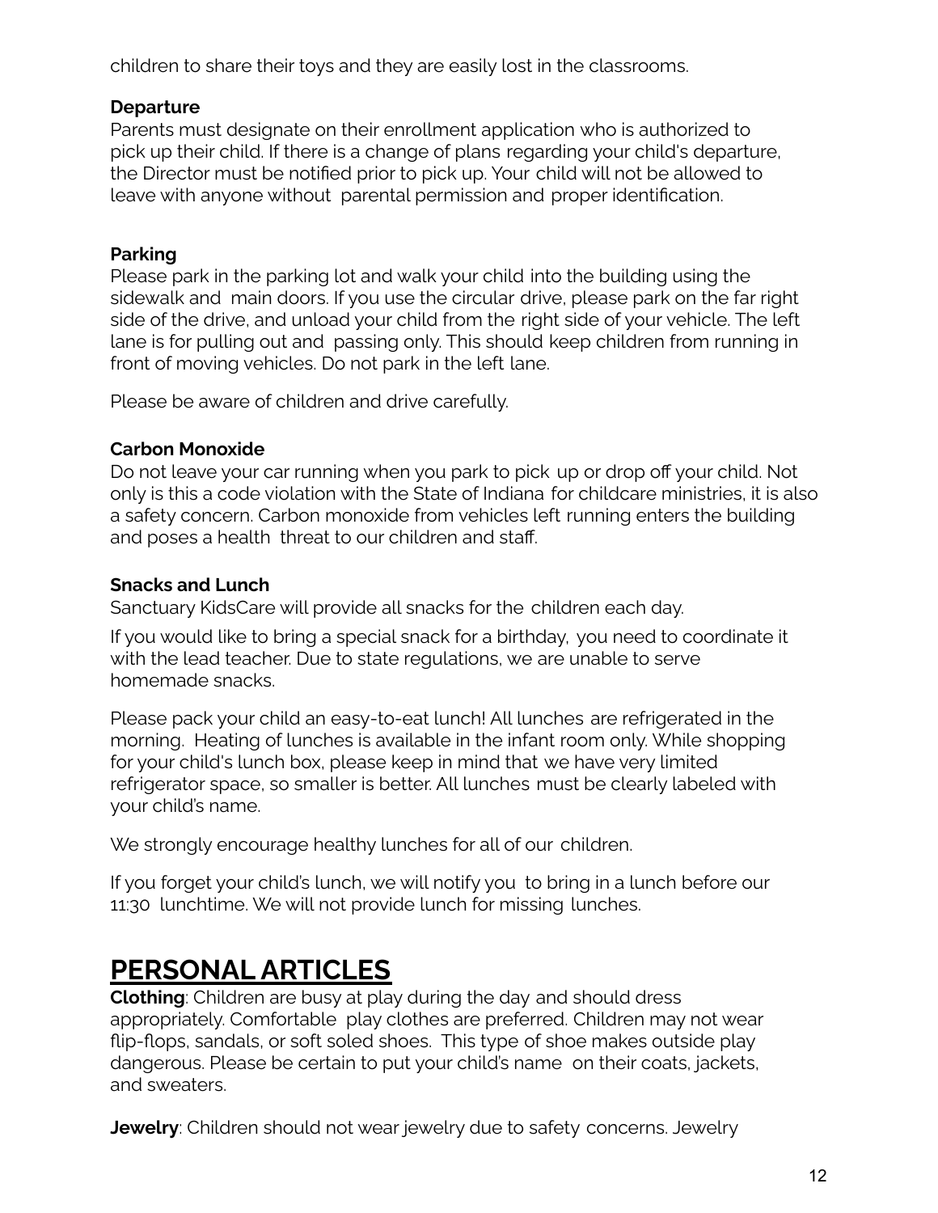children to share their toys and they are easily lost in the classrooms.

**Departure**
Parents must designate on their enrollment application who is authorized to pick up their child. If there is a change of plans regarding your child's departure, the Director must be notified prior to pick up. Your child will not be allowed to leave with anyone without parental permission and proper identification.

**Parking**
Please park in the parking lot and walk your child into the building using the sidewalk and main doors. If you use the circular drive, please park on the far right side of the drive, and unload your child from the right side of your vehicle. The left lane is for pulling out and passing only. This should keep children from running in front of moving vehicles. Do not park in the left lane.

Please be aware of children and drive carefully.

**Carbon Monoxide**
Do not leave your car running when you park to pick up or drop off your child. Not only is this a code violation with the State of Indiana for childcare ministries, it is also a safety concern. Carbon monoxide from vehicles left running enters the building and poses a health threat to our children and staff.

**Snacks and Lunch**
Sanctuary KidsCare will provide all snacks for the children each day.

If you would like to bring a special snack for a birthday, you need to coordinate it with the lead teacher. Due to state regulations, we are unable to serve homemade snacks.

Please pack your child an easy-to-eat lunch! All lunches are refrigerated in the morning. Heating of lunches is available in the infant room only. While shopping for your child's lunch box, please keep in mind that we have very limited refrigerator space, so smaller is better. All lunches must be clearly labeled with your child's name.

We strongly encourage healthy lunches for all of our children.

If you forget your child's lunch, we will notify you to bring in a lunch before our 11:30 lunchtime. We will not provide lunch for missing lunches.

# PERSONAL ARTICLES

**Clothing**: Children are busy at play during the day and should dress appropriately. Comfortable play clothes are preferred. Children may not wear flip-flops, sandals, or soft soled shoes. This type of shoe makes outside play dangerous. Please be certain to put your child's name on their coats, jackets, and sweaters.

**Jewelry**: Children should not wear jewelry due to safety concerns. Jewelry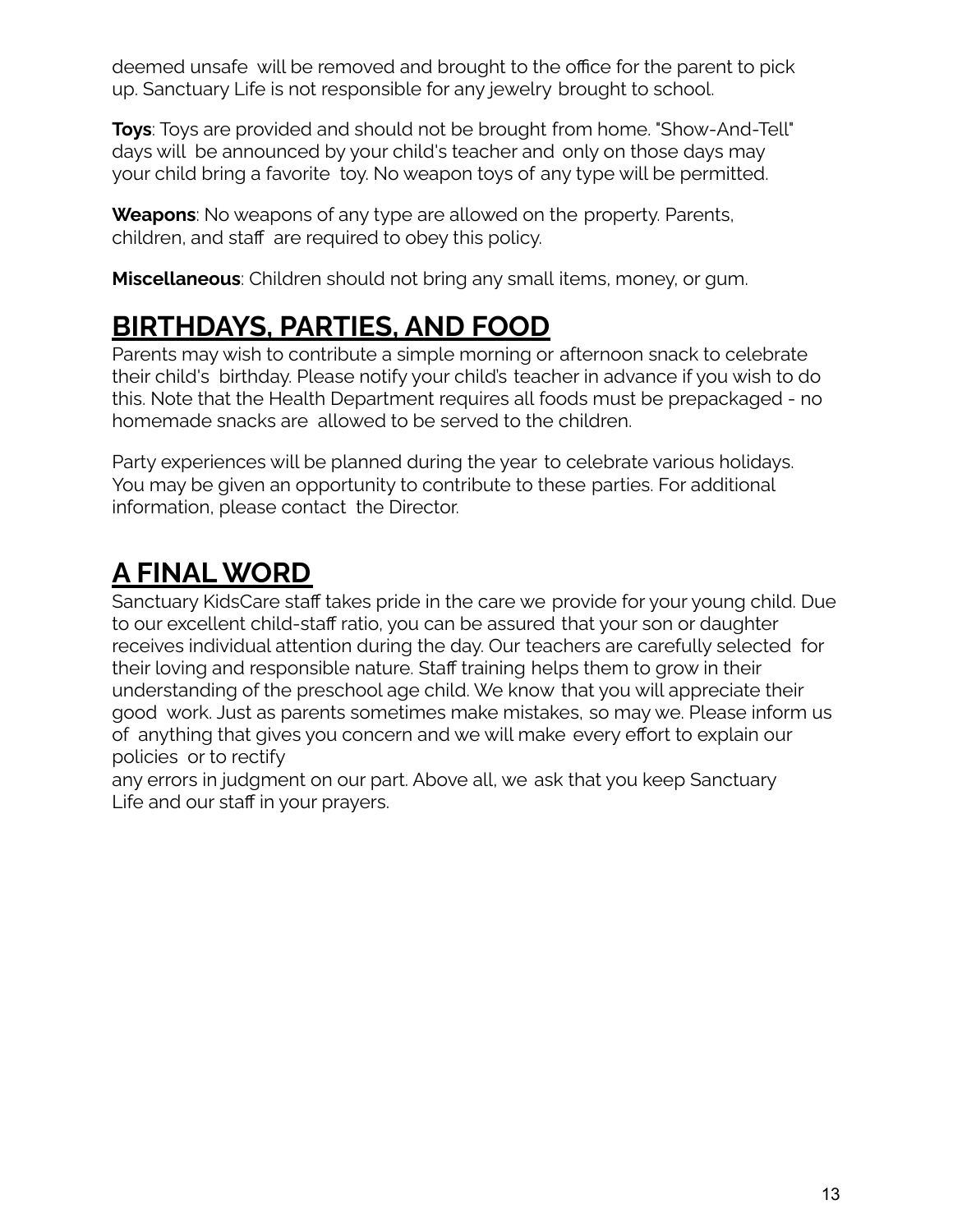deemed unsafe will be removed and brought to the office for the parent to pick up. Sanctuary Life is not responsible for any jewelry brought to school.

**Toys**: Toys are provided and should not be brought from home. "Show-And-Tell" days will be announced by your child's teacher and only on those days may your child bring a favorite toy. No weapon toys of any type will be permitted.

**Weapons**: No weapons of any type are allowed on the property. Parents, children, and staff are required to obey this policy.

**Miscellaneous**: Children should not bring any small items, money, or gum.

## BIRTHDAYS, PARTIES, AND FOOD

Parents may wish to contribute a simple morning or afternoon snack to celebrate their child's birthday. Please notify your child's teacher in advance if you wish to do this. Note that the Health Department requires all foods must be prepackaged - no homemade snacks are allowed to be served to the children.

Party experiences will be planned during the year to celebrate various holidays. You may be given an opportunity to contribute to these parties. For additional information, please contact the Director.

## A FINAL WORD

Sanctuary KidsCare staff takes pride in the care we provide for your young child. Due to our excellent child-staff ratio, you can be assured that your son or daughter receives individual attention during the day. Our teachers are carefully selected for their loving and responsible nature. Staff training helps them to grow in their understanding of the preschool age child. We know that you will appreciate their good work. Just as parents sometimes make mistakes, so may we. Please inform us of anything that gives you concern and we will make every effort to explain our policies or to rectify any errors in judgment on our part. Above all, we ask that you keep Sanctuary Life and our staff in your prayers.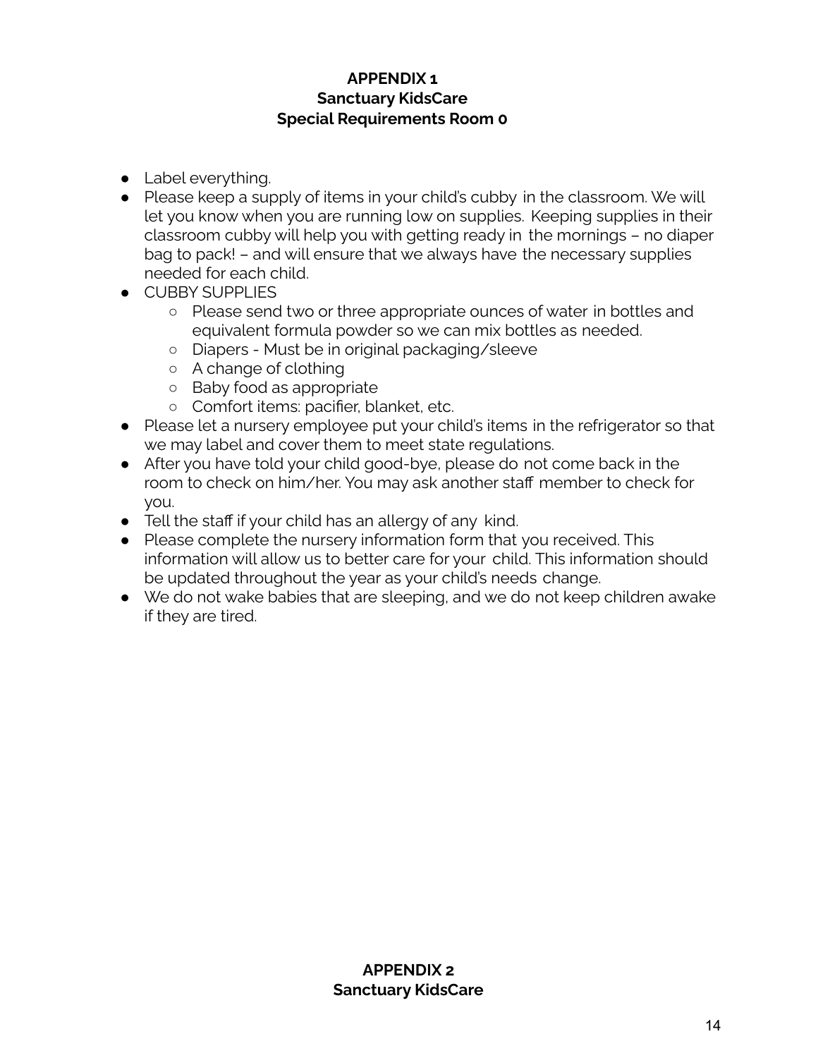**APPENDIX 1**
**Sanctuary KidsCare**
**Special Requirements Room 0**

- Label everything.
- Please keep a supply of items in your child's cubby in the classroom. We will let you know when you are running low on supplies. Keeping supplies in their classroom cubby will help you with getting ready in the mornings – no diaper bag to pack! – and will ensure that we always have the necessary supplies needed for each child.
- CUBBY SUPPLIES
  - Please send two or three appropriate ounces of water in bottles and equivalent formula powder so we can mix bottles as needed.
  - Diapers - Must be in original packaging/sleeve
  - A change of clothing
  - Baby food as appropriate
  - Comfort items: pacifier, blanket, etc.
- Please let a nursery employee put your child's items in the refrigerator so that we may label and cover them to meet state regulations.
- After you have told your child good-bye, please do not come back in the room to check on him/her. You may ask another staff member to check for you.
- Tell the staff if your child has an allergy of any kind.
- Please complete the nursery information form that you received. This information will allow us to better care for your child. This information should be updated throughout the year as your child's needs change.
- We do not wake babies that are sleeping, and we do not keep children awake if they are tired.

**APPENDIX 2**
**Sanctuary KidsCare**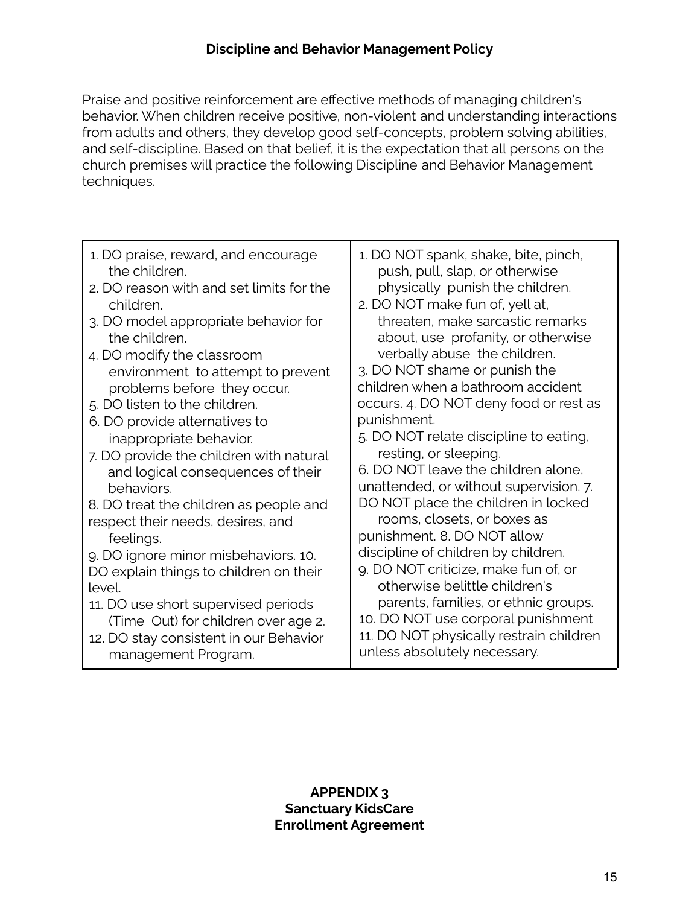## Discipline and Behavior Management Policy

Praise and positive reinforcement are effective methods of managing children's behavior. When children receive positive, non-violent and understanding interactions from adults and others, they develop good self-concepts, problem solving abilities, and self-discipline. Based on that belief, it is the expectation that all persons on the church premises will practice the following Discipline and Behavior Management techniques.

| DO | DO NOT |
|---|---|
| 1. DO praise, reward, and encourage the children.<br>2. DO reason with and set limits for the children.<br>3. DO model appropriate behavior for the children.<br>4. DO modify the classroom environment to attempt to prevent problems before they occur.<br>5. DO listen to the children.<br>6. DO provide alternatives to inappropriate behavior.<br>7. DO provide the children with natural and logical consequences of their behaviors.<br>8. DO treat the children as people and respect their needs, desires, and feelings.<br>9. DO ignore minor misbehaviors.<br>10. DO explain things to children on their level.<br>11. DO use short supervised periods (Time Out) for children over age 2.<br>12. DO stay consistent in our Behavior management Program. | 1. DO NOT spank, shake, bite, pinch, push, pull, slap, or otherwise physically punish the children.<br>2. DO NOT make fun of, yell at, threaten, make sarcastic remarks about, use profanity, or otherwise verbally abuse the children.<br>3. DO NOT shame or punish the children when a bathroom accident occurs.<br>4. DO NOT deny food or rest as punishment.<br>5. DO NOT relate discipline to eating, resting, or sleeping.<br>6. DO NOT leave the children alone, unattended, or without supervision.<br>7. DO NOT place the children in locked rooms, closets, or boxes as punishment.<br>8. DO NOT allow discipline of children by children.<br>9. DO NOT criticize, make fun of, or otherwise belittle children's parents, families, or ethnic groups.<br>10. DO NOT use corporal punishment<br>11. DO NOT physically restrain children unless absolutely necessary. |

**APPENDIX 3**
**Sanctuary KidsCare**
**Enrollment Agreement**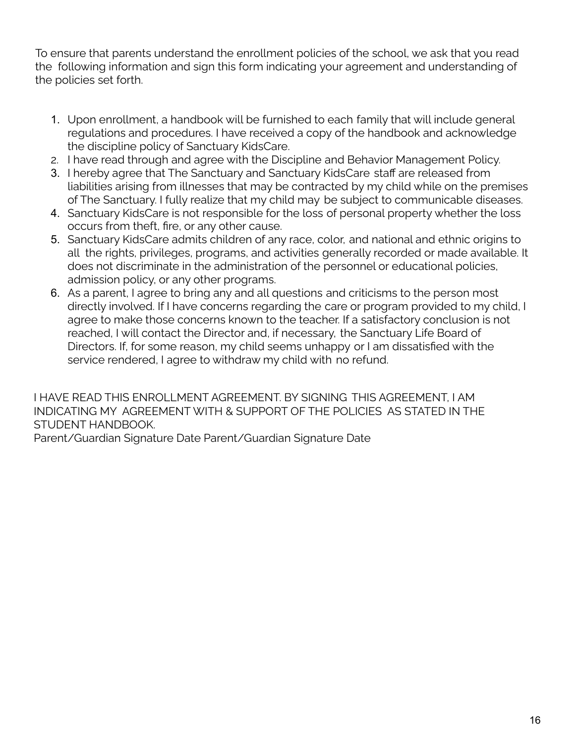To ensure that parents understand the enrollment policies of the school, we ask that you read the following information and sign this form indicating your agreement and understanding of the policies set forth.

1. Upon enrollment, a handbook will be furnished to each family that will include general regulations and procedures. I have received a copy of the handbook and acknowledge the discipline policy of Sanctuary KidsCare.
2. I have read through and agree with the Discipline and Behavior Management Policy.
3. I hereby agree that The Sanctuary and Sanctuary KidsCare staff are released from liabilities arising from illnesses that may be contracted by my child while on the premises of The Sanctuary. I fully realize that my child may be subject to communicable diseases.
4. Sanctuary KidsCare is not responsible for the loss of personal property whether the loss occurs from theft, fire, or any other cause.
5. Sanctuary KidsCare admits children of any race, color, and national and ethnic origins to all the rights, privileges, programs, and activities generally recorded or made available. It does not discriminate in the administration of the personnel or educational policies, admission policy, or any other programs.
6. As a parent, I agree to bring any and all questions and criticisms to the person most directly involved. If I have concerns regarding the care or program provided to my child, I agree to make those concerns known to the teacher. If a satisfactory conclusion is not reached, I will contact the Director and, if necessary, the Sanctuary Life Board of Directors. If, for some reason, my child seems unhappy or I am dissatisfied with the service rendered, I agree to withdraw my child with no refund.

I HAVE READ THIS ENROLLMENT AGREEMENT. BY SIGNING THIS AGREEMENT, I AM INDICATING MY AGREEMENT WITH & SUPPORT OF THE POLICIES AS STATED IN THE STUDENT HANDBOOK.

Parent/Guardian Signature Date Parent/Guardian Signature Date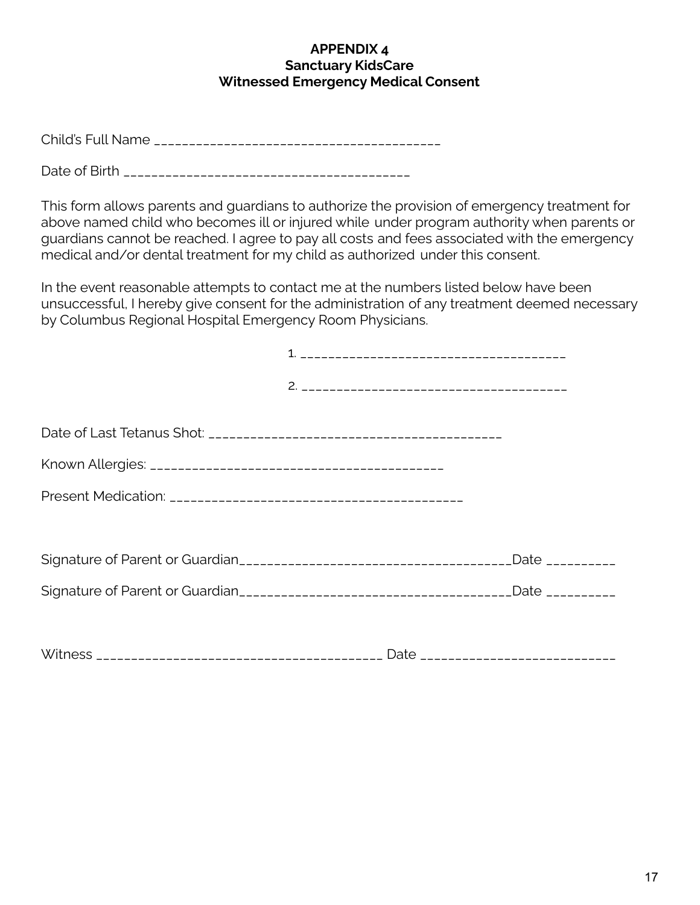**APPENDIX 4**
**Sanctuary KidsCare**
**Witnessed Emergency Medical Consent**

Child's Full Name ________________________________________

Date of Birth ________________________________________

This form allows parents and guardians to authorize the provision of emergency treatment for above named child who becomes ill or injured while under program authority when parents or guardians cannot be reached. I agree to pay all costs and fees associated with the emergency medical and/or dental treatment for my child as authorized under this consent.

In the event reasonable attempts to contact me at the numbers listed below have been unsuccessful, I hereby give consent for the administration of any treatment deemed necessary by Columbus Regional Hospital Emergency Room Physicians.

1. ______________________________________

2. ______________________________________

Date of Last Tetanus Shot: __________________________________________

Known Allergies: ________________________________________

Present Medication: ________________________________________

Signature of Parent or Guardian_____________________________________Date __________

Signature of Parent or Guardian_____________________________________Date __________

Witness ________________________________________ Date ____________________________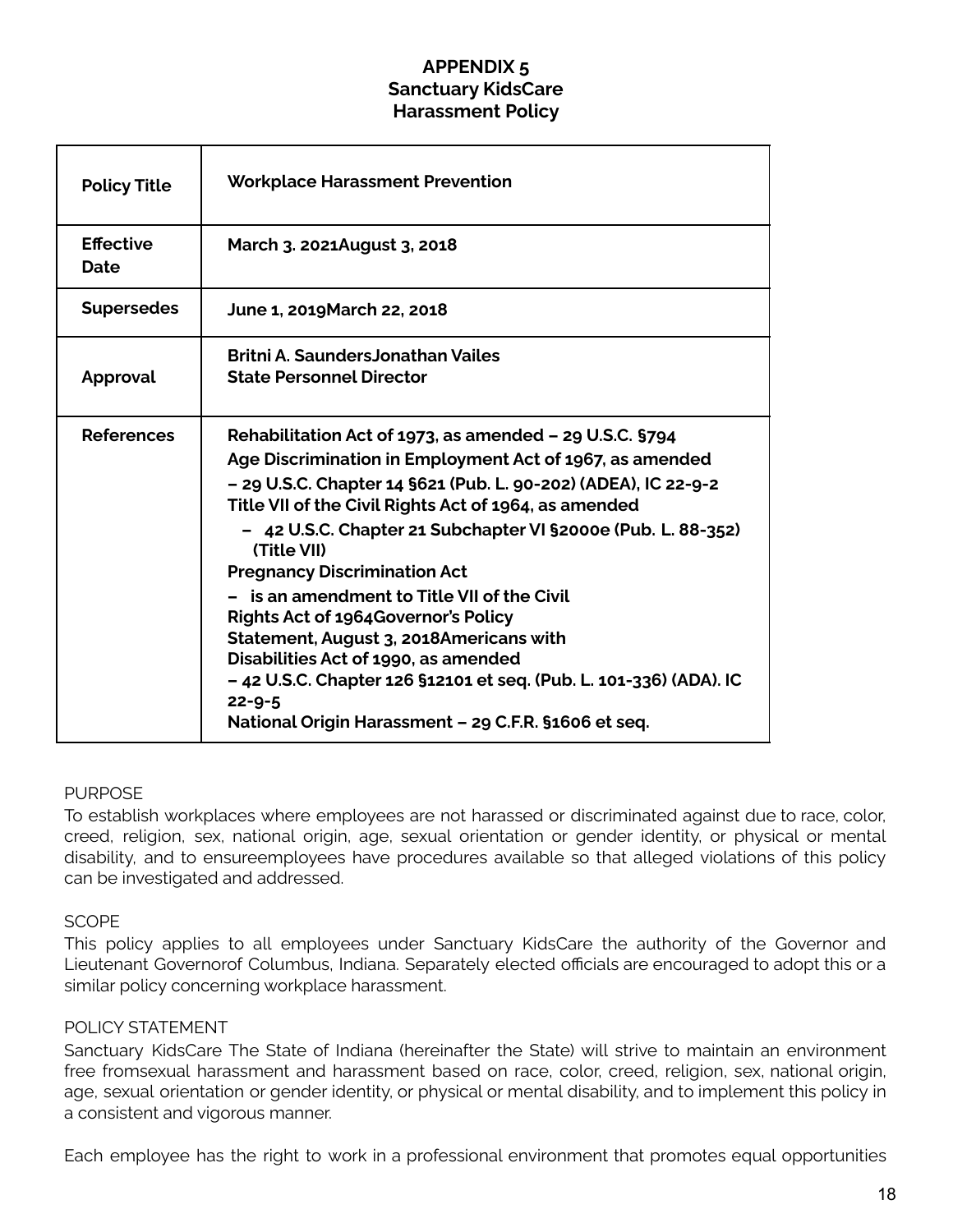# APPENDIX 5
## Sanctuary KidsCare
## Harassment Policy

| **Policy Title** | **Workplace Harassment Prevention** |
|---|---|
| **Effective Date** | **March 3. 2021August 3, 2018** |
| **Supersedes** | **June 1, 2019March 22, 2018** |
| **Approval** | **Britni A. SaundersJonathan Vailes**<br>**State Personnel Director** |
| **References** | **Rehabilitation Act of 1973, as amended – 29 U.S.C. §794**<br>**Age Discrimination in Employment Act of 1967, as amended – 29 U.S.C. Chapter 14 §621 (Pub. L. 90-202) (ADEA), IC 22-9-2**<br>**Title VII of the Civil Rights Act of 1964, as amended**<br>**– 42 U.S.C. Chapter 21 Subchapter VI §2000e (Pub. L. 88-352) (Title VII)**<br>**Pregnancy Discrimination Act**<br>**– is an amendment to Title VII of the Civil Rights Act of 1964Governor's Policy Statement, August 3, 2018Americans with Disabilities Act of 1990, as amended**<br>**– 42 U.S.C. Chapter 126 §12101 et seq. (Pub. L. 101-336) (ADA). IC 22-9-5**<br>**National Origin Harassment – 29 C.F.R. §1606 et seq.** |

PURPOSE

To establish workplaces where employees are not harassed or discriminated against due to race, color, creed, religion, sex, national origin, age, sexual orientation or gender identity, or physical or mental disability, and to ensureemployees have procedures available so that alleged violations of this policy can be investigated and addressed.

SCOPE

This policy applies to all employees under Sanctuary KidsCare the authority of the Governor and Lieutenant Governorof Columbus, Indiana. Separately elected officials are encouraged to adopt this or a similar policy concerning workplace harassment.

POLICY STATEMENT

Sanctuary KidsCare The State of Indiana (hereinafter the State) will strive to maintain an environment free fromsexual harassment and harassment based on race, color, creed, religion, sex, national origin, age, sexual orientation or gender identity, or physical or mental disability, and to implement this policy in a consistent and vigorous manner.

Each employee has the right to work in a professional environment that promotes equal opportunities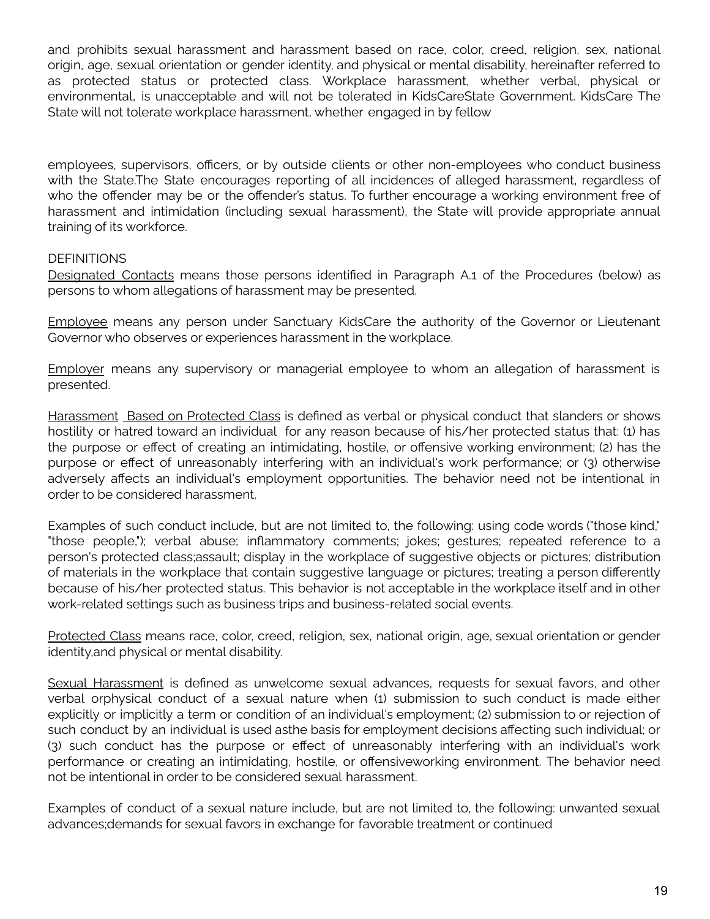and prohibits sexual harassment and harassment based on race, color, creed, religion, sex, national origin, age, sexual orientation or gender identity, and physical or mental disability, hereinafter referred to as protected status or protected class. Workplace harassment, whether verbal, physical or environmental, is unacceptable and will not be tolerated in KidsCareState Government. KidsCare The State will not tolerate workplace harassment, whether engaged in by fellow

employees, supervisors, officers, or by outside clients or other non-employees who conduct business with the State.The State encourages reporting of all incidences of alleged harassment, regardless of who the offender may be or the offender's status. To further encourage a working environment free of harassment and intimidation (including sexual harassment), the State will provide appropriate annual training of its workforce.

DEFINITIONS

Designated Contacts means those persons identified in Paragraph A.1 of the Procedures (below) as persons to whom allegations of harassment may be presented.

Employee means any person under Sanctuary KidsCare the authority of the Governor or Lieutenant Governor who observes or experiences harassment in the workplace.

Employer means any supervisory or managerial employee to whom an allegation of harassment is presented.

Harassment Based on Protected Class is defined as verbal or physical conduct that slanders or shows hostility or hatred toward an individual for any reason because of his/her protected status that: (1) has the purpose or effect of creating an intimidating, hostile, or offensive working environment; (2) has the purpose or effect of unreasonably interfering with an individual's work performance; or (3) otherwise adversely affects an individual's employment opportunities. The behavior need not be intentional in order to be considered harassment.

Examples of such conduct include, but are not limited to, the following: using code words ("those kind," "those people,"); verbal abuse; inflammatory comments; jokes; gestures; repeated reference to a person's protected class;assault; display in the workplace of suggestive objects or pictures; distribution of materials in the workplace that contain suggestive language or pictures; treating a person differently because of his/her protected status. This behavior is not acceptable in the workplace itself and in other work-related settings such as business trips and business-related social events.

Protected Class means race, color, creed, religion, sex, national origin, age, sexual orientation or gender identity,and physical or mental disability.

Sexual Harassment is defined as unwelcome sexual advances, requests for sexual favors, and other verbal orphysical conduct of a sexual nature when (1) submission to such conduct is made either explicitly or implicitly a term or condition of an individual's employment; (2) submission to or rejection of such conduct by an individual is used asthe basis for employment decisions affecting such individual; or (3) such conduct has the purpose or effect of unreasonably interfering with an individual's work performance or creating an intimidating, hostile, or offensiveworking environment. The behavior need not be intentional in order to be considered sexual harassment.

Examples of conduct of a sexual nature include, but are not limited to, the following: unwanted sexual advances;demands for sexual favors in exchange for favorable treatment or continued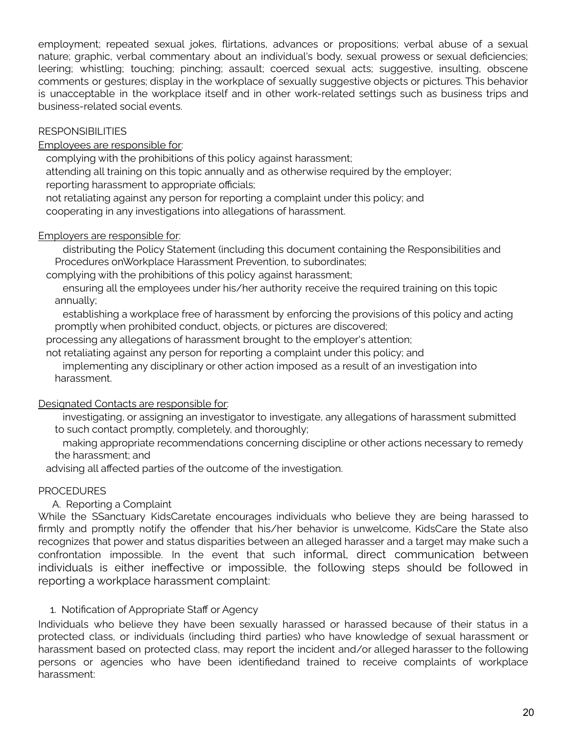employment; repeated sexual jokes, flirtations, advances or propositions; verbal abuse of a sexual nature; graphic, verbal commentary about an individual's body, sexual prowess or sexual deficiencies; leering; whistling; touching; pinching; assault; coerced sexual acts; suggestive, insulting, obscene comments or gestures; display in the workplace of sexually suggestive objects or pictures. This behavior is unacceptable in the workplace itself and in other work-related settings such as business trips and business-related social events.

RESPONSIBILITIES

Employees are responsible for:

- complying with the prohibitions of this policy against harassment;
- attending all training on this topic annually and as otherwise required by the employer;
- reporting harassment to appropriate officials;
- not retaliating against any person for reporting a complaint under this policy; and
- cooperating in any investigations into allegations of harassment.

Employers are responsible for:

- distributing the Policy Statement (including this document containing the Responsibilities and Procedures onWorkplace Harassment Prevention, to subordinates;
- complying with the prohibitions of this policy against harassment;
- ensuring all the employees under his/her authority receive the required training on this topic annually;
- establishing a workplace free of harassment by enforcing the provisions of this policy and acting promptly when prohibited conduct, objects, or pictures are discovered;
- processing any allegations of harassment brought to the employer's attention;
- not retaliating against any person for reporting a complaint under this policy; and
- implementing any disciplinary or other action imposed as a result of an investigation into harassment.

Designated Contacts are responsible for:

- investigating, or assigning an investigator to investigate, any allegations of harassment submitted to such contact promptly, completely, and thoroughly;
- making appropriate recommendations concerning discipline or other actions necessary to remedy the harassment; and
- advising all affected parties of the outcome of the investigation.

PROCEDURES

A. Reporting a Complaint

While the SSanctuary KidsCaretate encourages individuals who believe they are being harassed to firmly and promptly notify the offender that his/her behavior is unwelcome, KidsCare the State also recognizes that power and status disparities between an alleged harasser and a target may make such a confrontation impossible. In the event that such informal, direct communication between individuals is either ineffective or impossible, the following steps should be followed in reporting a workplace harassment complaint:

1. Notification of Appropriate Staff or Agency

Individuals who believe they have been sexually harassed or harassed because of their status in a protected class, or individuals (including third parties) who have knowledge of sexual harassment or harassment based on protected class, may report the incident and/or alleged harasser to the following persons or agencies who have been identifiedand trained to receive complaints of workplace harassment: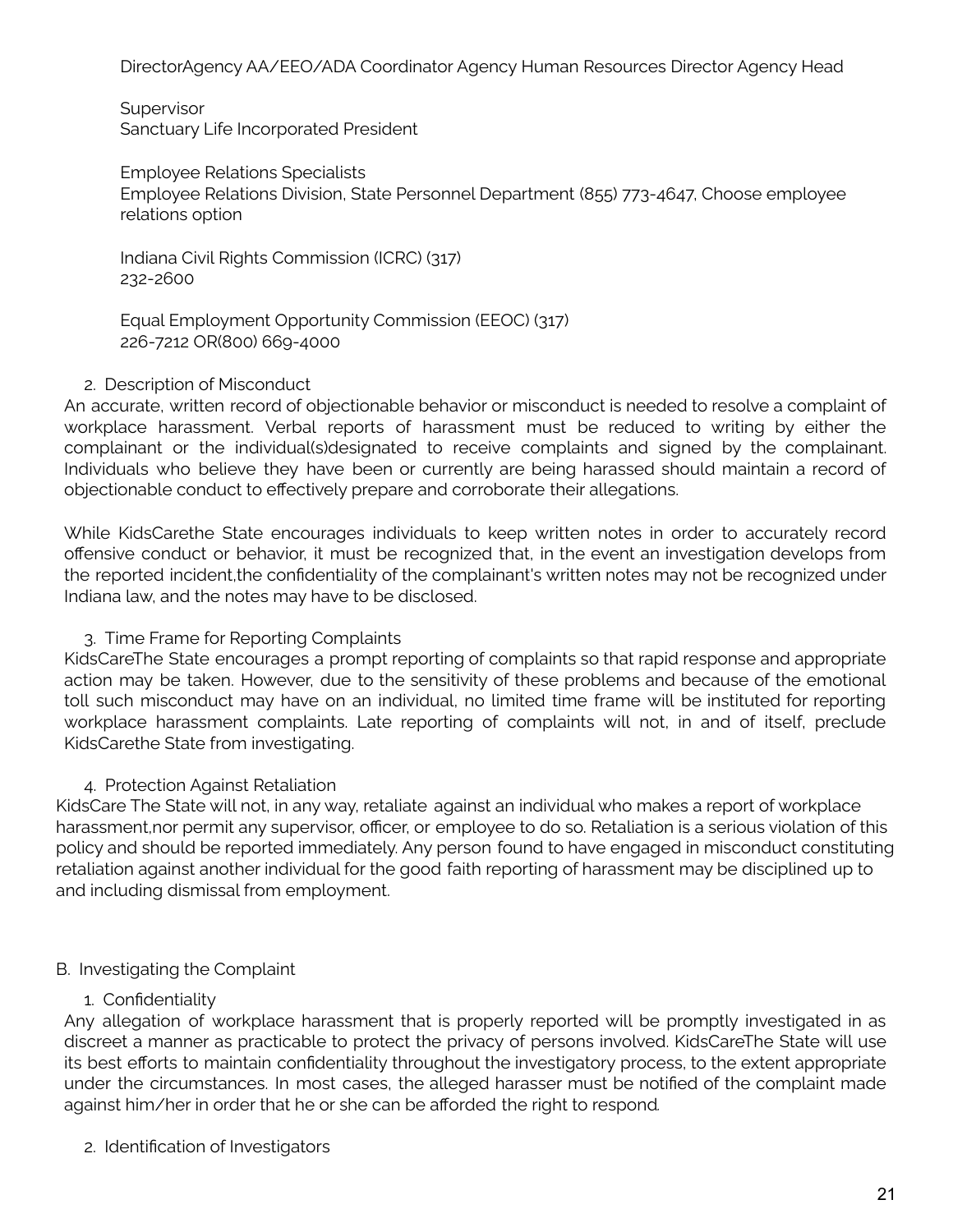DirectorAgency AA/EEO/ADA Coordinator Agency Human Resources Director Agency Head

Supervisor
Sanctuary Life Incorporated President

Employee Relations Specialists
Employee Relations Division, State Personnel Department (855) 773-4647, Choose employee relations option

Indiana Civil Rights Commission (ICRC) (317)
232-2600

Equal Employment Opportunity Commission (EEOC) (317)
226-7212 OR(800) 669-4000

2. Description of Misconduct

An accurate, written record of objectionable behavior or misconduct is needed to resolve a complaint of workplace harassment. Verbal reports of harassment must be reduced to writing by either the complainant or the individual(s)designated to receive complaints and signed by the complainant. Individuals who believe they have been or currently are being harassed should maintain a record of objectionable conduct to effectively prepare and corroborate their allegations.

While KidsCarethe State encourages individuals to keep written notes in order to accurately record offensive conduct or behavior, it must be recognized that, in the event an investigation develops from the reported incident,the confidentiality of the complainant's written notes may not be recognized under Indiana law, and the notes may have to be disclosed.

3. Time Frame for Reporting Complaints

KidsCareThe State encourages a prompt reporting of complaints so that rapid response and appropriate action may be taken. However, due to the sensitivity of these problems and because of the emotional toll such misconduct may have on an individual, no limited time frame will be instituted for reporting workplace harassment complaints. Late reporting of complaints will not, in and of itself, preclude KidsCarethe State from investigating.

4. Protection Against Retaliation

KidsCare The State will not, in any way, retaliate against an individual who makes a report of workplace harassment,nor permit any supervisor, officer, or employee to do so. Retaliation is a serious violation of this policy and should be reported immediately. Any person found to have engaged in misconduct constituting retaliation against another individual for the good faith reporting of harassment may be disciplined up to and including dismissal from employment.

B. Investigating the Complaint

1. Confidentiality

Any allegation of workplace harassment that is properly reported will be promptly investigated in as discreet a manner as practicable to protect the privacy of persons involved. KidsCareThe State will use its best efforts to maintain confidentiality throughout the investigatory process, to the extent appropriate under the circumstances. In most cases, the alleged harasser must be notified of the complaint made against him/her in order that he or she can be afforded the right to respond.

2. Identification of Investigators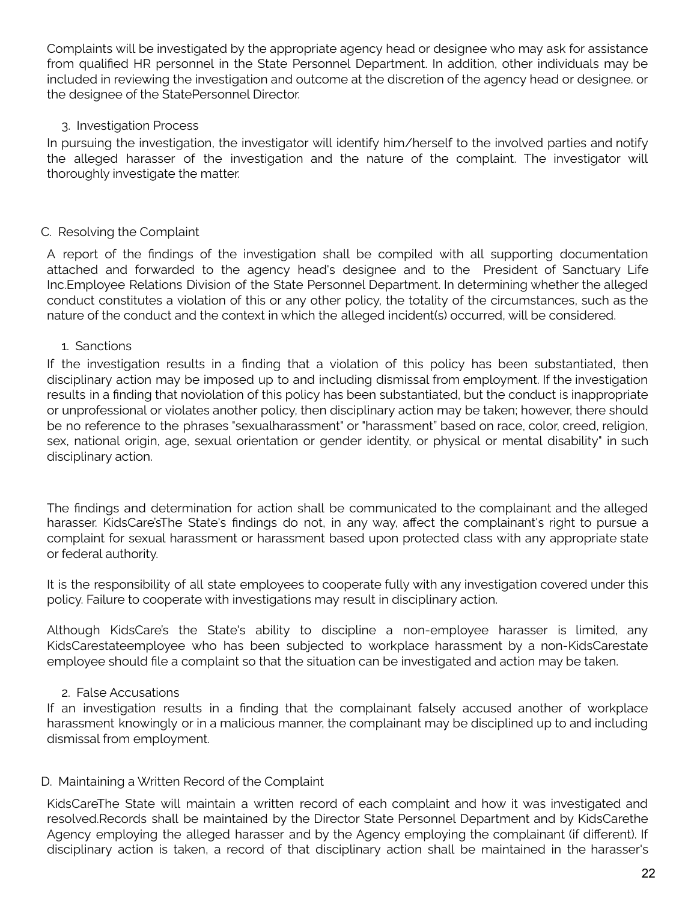Complaints will be investigated by the appropriate agency head or designee who may ask for assistance from qualified HR personnel in the State Personnel Department. In addition, other individuals may be included in reviewing the investigation and outcome at the discretion of the agency head or designee. or the designee of the StatePersonnel Director.

3. Investigation Process

In pursuing the investigation, the investigator will identify him/herself to the involved parties and notify the alleged harasser of the investigation and the nature of the complaint. The investigator will thoroughly investigate the matter.

C. Resolving the Complaint

A report of the findings of the investigation shall be compiled with all supporting documentation attached and forwarded to the agency head's designee and to the President of Sanctuary Life Inc.Employee Relations Division of the State Personnel Department. In determining whether the alleged conduct constitutes a violation of this or any other policy, the totality of the circumstances, such as the nature of the conduct and the context in which the alleged incident(s) occurred, will be considered.

1. Sanctions

If the investigation results in a finding that a violation of this policy has been substantiated, then disciplinary action may be imposed up to and including dismissal from employment. If the investigation results in a finding that noviolation of this policy has been substantiated, but the conduct is inappropriate or unprofessional or violates another policy, then disciplinary action may be taken; however, there should be no reference to the phrases "sexualharassment" or "harassment" based on race, color, creed, religion, sex, national origin, age, sexual orientation or gender identity, or physical or mental disability" in such disciplinary action.

The findings and determination for action shall be communicated to the complainant and the alleged harasser. KidsCare'sThe State's findings do not, in any way, affect the complainant's right to pursue a complaint for sexual harassment or harassment based upon protected class with any appropriate state or federal authority.

It is the responsibility of all state employees to cooperate fully with any investigation covered under this policy. Failure to cooperate with investigations may result in disciplinary action.

Although KidsCare's the State's ability to discipline a non-employee harasser is limited, any KidsCarestateemployee who has been subjected to workplace harassment by a non-KidsCarestate employee should file a complaint so that the situation can be investigated and action may be taken.

2. False Accusations

If an investigation results in a finding that the complainant falsely accused another of workplace harassment knowingly or in a malicious manner, the complainant may be disciplined up to and including dismissal from employment.

D. Maintaining a Written Record of the Complaint

KidsCareThe State will maintain a written record of each complaint and how it was investigated and resolved.Records shall be maintained by the Director State Personnel Department and by KidsCarethe Agency employing the alleged harasser and by the Agency employing the complainant (if different). If disciplinary action is taken, a record of that disciplinary action shall be maintained in the harasser's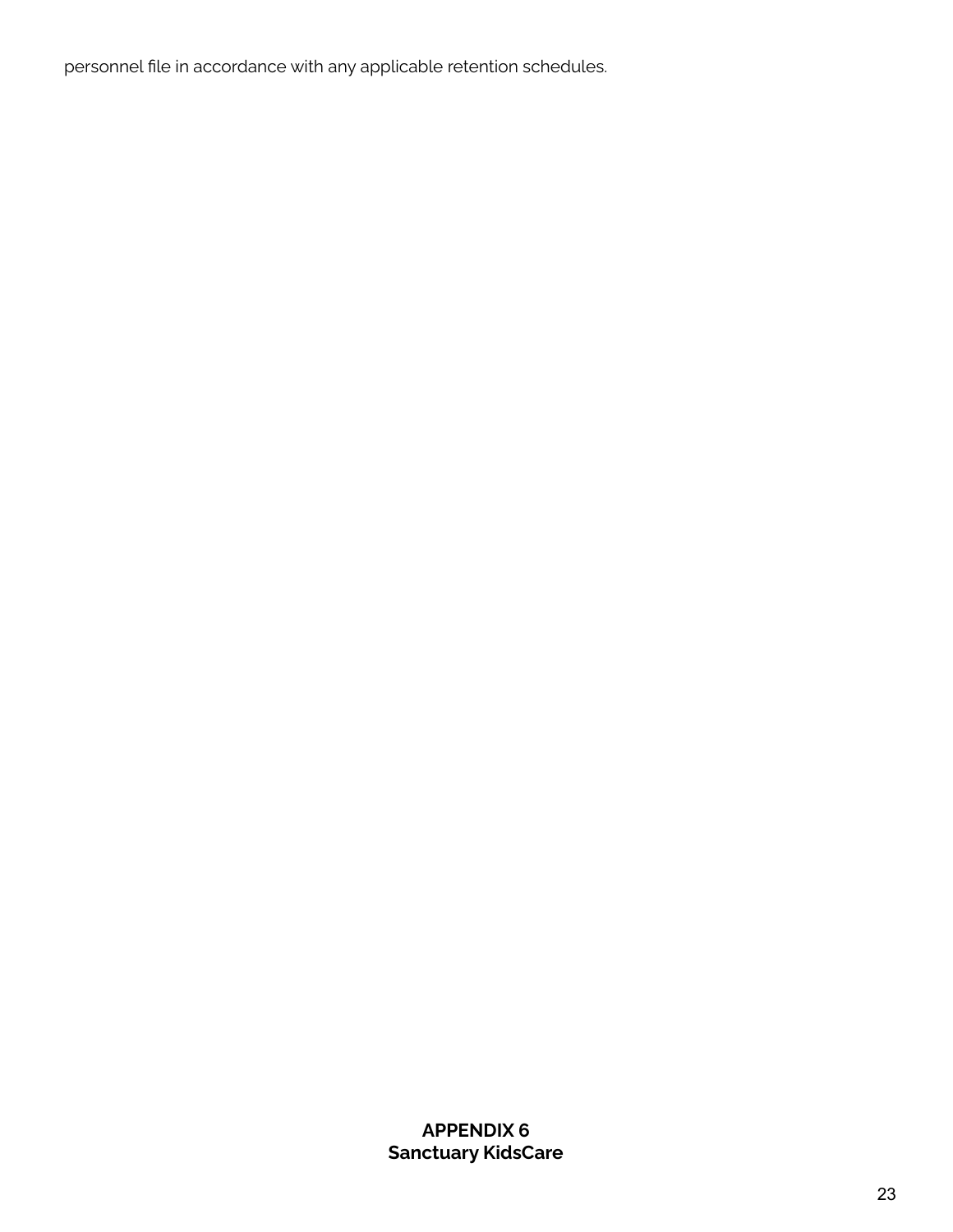personnel file in accordance with any applicable retention schedules.

**APPENDIX 6**
**Sanctuary KidsCare**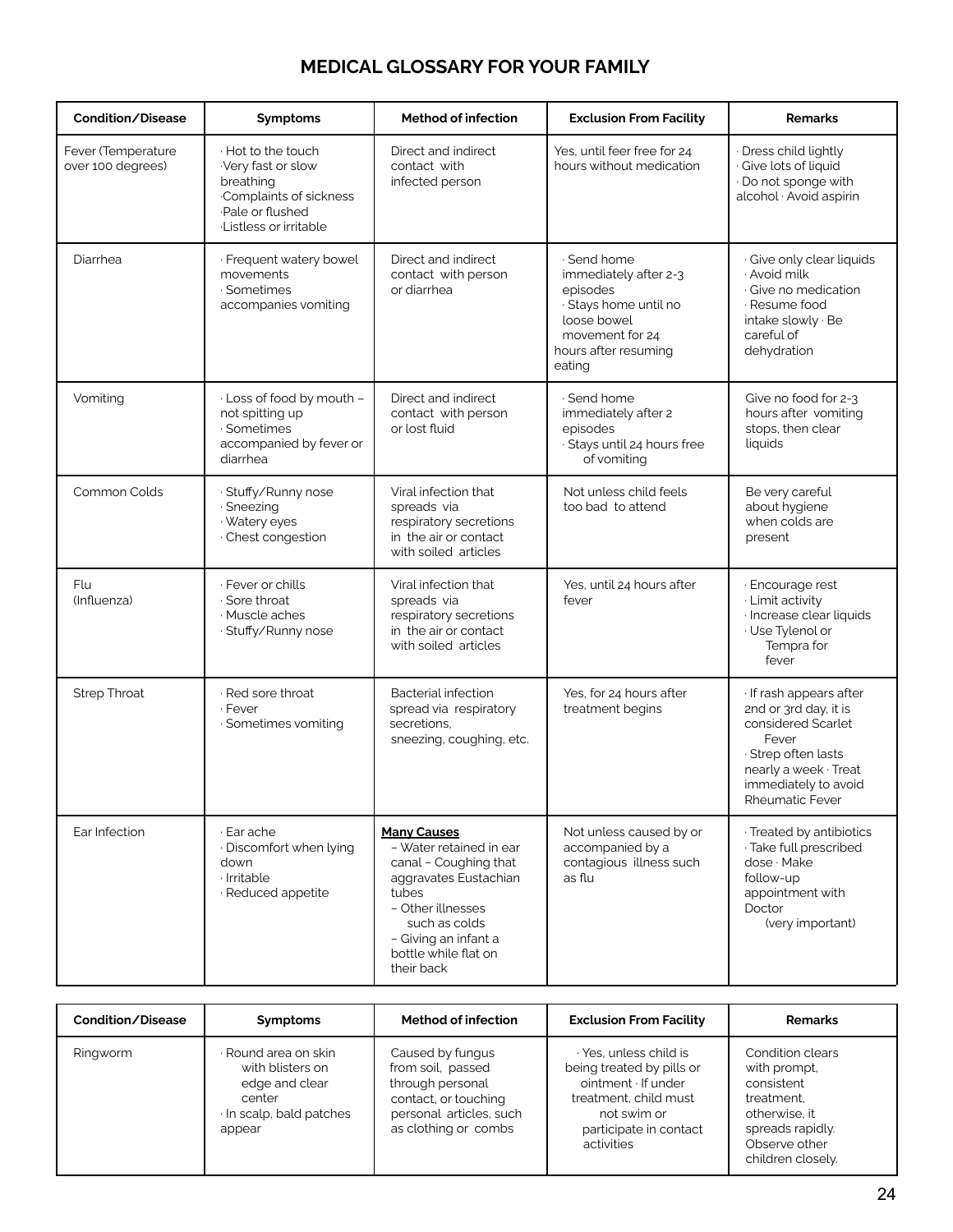# MEDICAL GLOSSARY FOR YOUR FAMILY

| Condition/Disease | Symptoms | Method of infection | Exclusion From Facility | Remarks |
|---|---|---|---|---|
| Fever (Temperature over 100 degrees) | · Hot to the touch<br>·Very fast or slow breathing<br>·Complaints of sickness<br>·Pale or flushed<br>·Listless or irritable | Direct and indirect contact with infected person | Yes, until feer free for 24 hours without medication | · Dress child lightly<br>· Give lots of liquid<br>· Do not sponge with alcohol · Avoid aspirin |
| Diarrhea | · Frequent watery bowel movements<br>· Sometimes accompanies vomiting | Direct and indirect contact with person or diarrhea | · Send home immediately after 2-3 episodes<br>· Stays home until no loose bowel movement for 24 hours after resuming eating | · Give only clear liquids<br>· Avoid milk<br>· Give no medication<br>· Resume food intake slowly · Be careful of dehydration |
| Vomiting | · Loss of food by mouth – not spitting up<br>· Sometimes accompanied by fever or diarrhea | Direct and indirect contact with person or lost fluid | · Send home immediately after 2 episodes<br>· Stays until 24 hours free of vomiting | Give no food for 2-3 hours after vomiting stops, then clear liquids |
| Common Colds | · Stuffy/Runny nose<br>· Sneezing<br>· Watery eyes<br>· Chest congestion | Viral infection that spreads via respiratory secretions in the air or contact with soiled articles | Not unless child feels too bad to attend | Be very careful about hygiene when colds are present |
| Flu (Influenza) | · Fever or chills<br>· Sore throat<br>· Muscle aches<br>· Stuffy/Runny nose | Viral infection that spreads via respiratory secretions in the air or contact with soiled articles | Yes, until 24 hours after fever | · Encourage rest<br>· Limit activity<br>· Increase clear liquids<br>· Use Tylenol or Tempra for fever |
| Strep Throat | · Red sore throat<br>· Fever<br>· Sometimes vomiting | Bacterial infection spread via respiratory secretions, sneezing, coughing, etc. | Yes, for 24 hours after treatment begins | · If rash appears after 2nd or 3rd day, it is considered Scarlet Fever<br>· Strep often lasts nearly a week · Treat immediately to avoid Rheumatic Fever |
| Ear Infection | · Ear ache<br>· Discomfort when lying down<br>· Irritable<br>· Reduced appetite | **Many Causes**<br>– Water retained in ear canal – Coughing that aggravates Eustachian tubes<br>– Other illnesses such as colds<br>– Giving an infant a bottle while flat on their back | Not unless caused by or accompanied by a contagious illness such as flu | · Treated by antibiotics<br>· Take full prescribed dose · Make follow-up appointment with Doctor (very important) |
| Ringworm | · Round area on skin with blisters on edge and clear center<br>· In scalp, bald patches appear | Caused by fungus from soil, passed through personal contact, or touching personal articles, such as clothing or combs | · Yes, unless child is being treated by pills or ointment · If under treatment, child must not swim or participate in contact activities | Condition clears with prompt, consistent treatment, otherwise, it spreads rapidly. Observe other children closely. |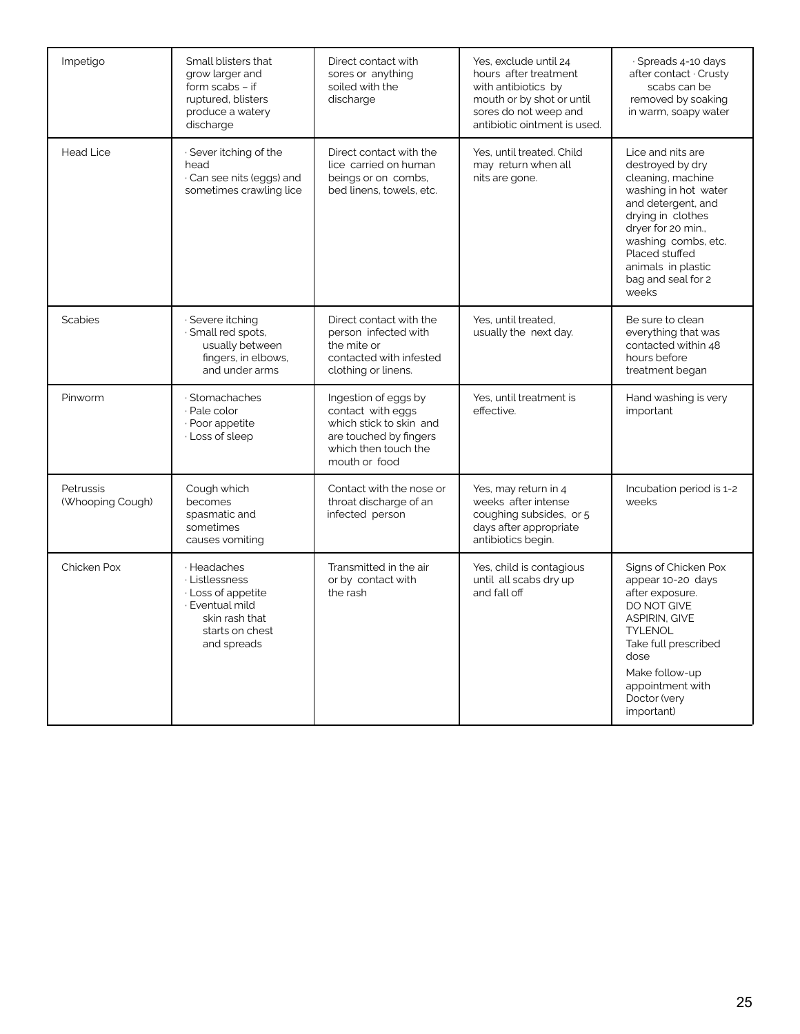| | | | | |
|---|---|---|---|---|
| Impetigo | Small blisters that grow larger and form scabs – if ruptured, blisters produce a watery discharge | Direct contact with sores or anything soiled with the discharge | Yes, exclude until 24 hours after treatment with antibiotics by mouth or by shot or until sores do not weep and antibiotic ointment is used. | · Spreads 4-10 days after contact · Crusty scabs can be removed by soaking in warm, soapy water |
| Head Lice | · Sever itching of the head<br>· Can see nits (eggs) and sometimes crawling lice | Direct contact with the lice carried on human beings or on combs, bed linens, towels, etc. | Yes, until treated. Child may return when all nits are gone. | Lice and nits are destroyed by dry cleaning, machine washing in hot water and detergent, and drying in clothes dryer for 20 min., washing combs, etc. Placed stuffed animals in plastic bag and seal for 2 weeks |
| Scabies | · Severe itching<br>· Small red spots, usually between fingers, in elbows, and under arms | Direct contact with the person infected with the mite or contacted with infested clothing or linens. | Yes, until treated, usually the next day. | Be sure to clean everything that was contacted within 48 hours before treatment began |
| Pinworm | · Stomachaches<br>· Pale color<br>· Poor appetite<br>· Loss of sleep | Ingestion of eggs by contact with eggs which stick to skin and are touched by fingers which then touch the mouth or food | Yes, until treatment is effective. | Hand washing is very important |
| Petrussis (Whooping Cough) | Cough which becomes spasmatic and sometimes causes vomiting | Contact with the nose or throat discharge of an infected person | Yes, may return in 4 weeks after intense coughing subsides, or 5 days after appropriate antibiotics begin. | Incubation period is 1-2 weeks |
| Chicken Pox | · Headaches<br>· Listlessness<br>· Loss of appetite<br>· Eventual mild skin rash that starts on chest and spreads | Transmitted in the air or by contact with the rash | Yes, child is contagious until all scabs dry up and fall off | Signs of Chicken Pox appear 10-20 days after exposure. DO NOT GIVE ASPIRIN, GIVE TYLENOL Take full prescribed dose<br>Make follow-up appointment with Doctor (very important) |